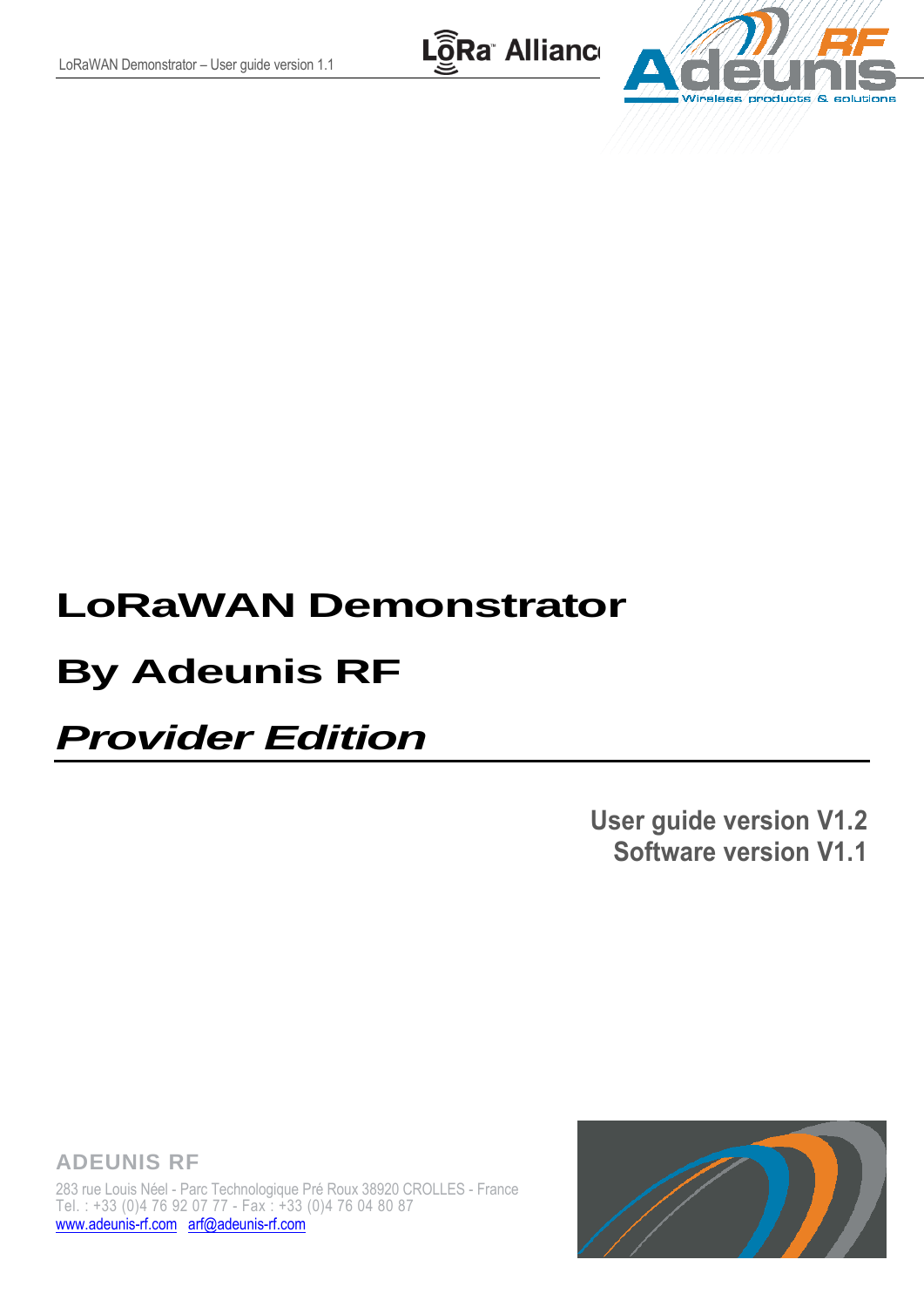# LoRaWAN Demonstrator

# By Adeunis RF

# *Provider Edition*

**User guide version V1.2**
**Software version V1.1**

**ADEUNIS RF**

283 rue Louis Néel - Parc Technologique Pré Roux 38920 CROLLES - France
Tel. : +33 (0)4 76 92 07 77 - Fax : +33 (0)4 76 04 80 87
www.adeunis-rf.com arf@adeunis-rf.com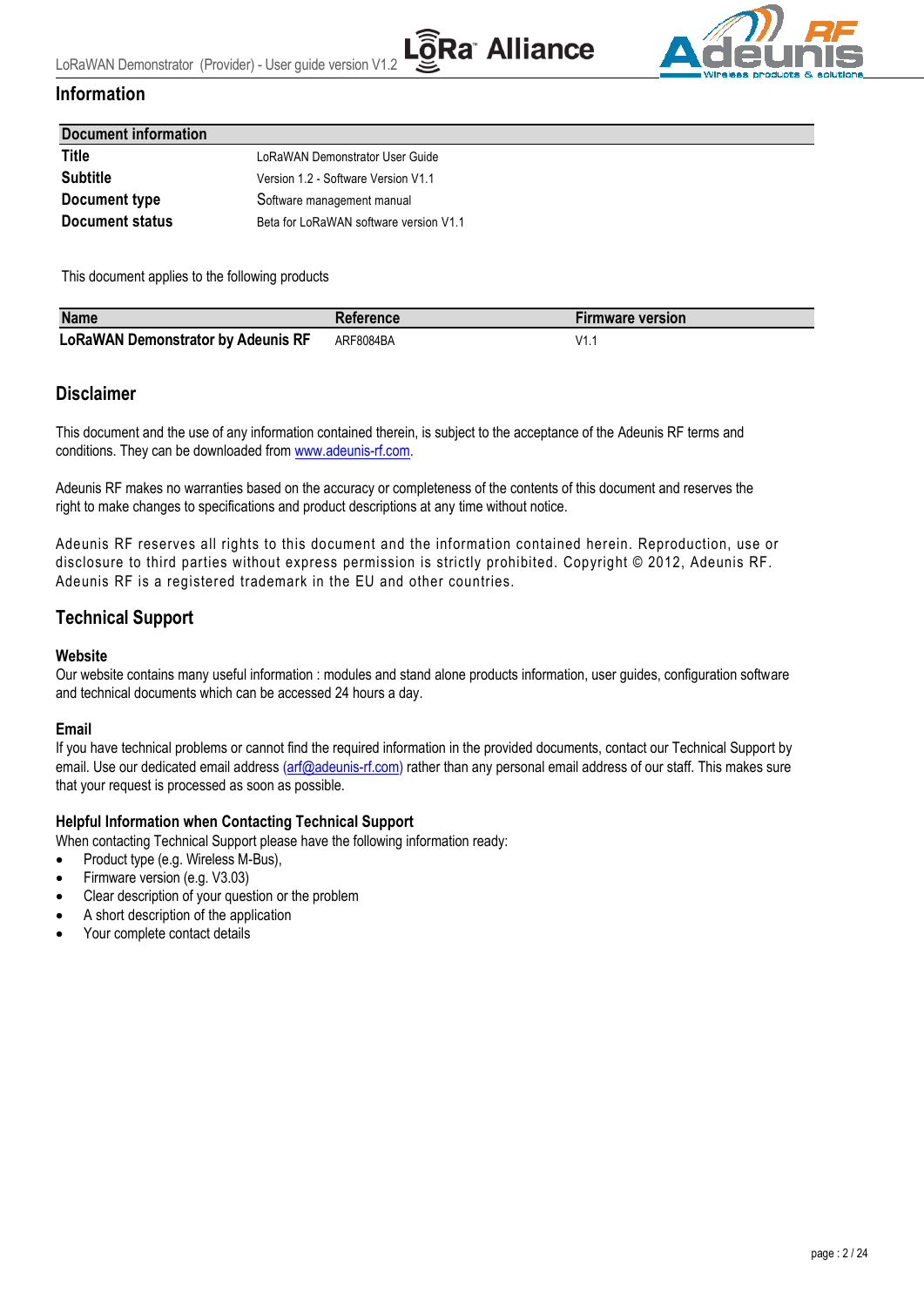## Information

| Document information | |
|---|---|
| **Title** | LoRaWAN Demonstrator User Guide |
| **Subtitle** | Version 1.2 - Software Version V1.1 |
| **Document type** | Software management manual |
| **Document status** | Beta for LoRaWAN software version V1.1 |

This document applies to the following products

| Name | Reference | Firmware version |
|---|---|---|
| **LoRaWAN Demonstrator by Adeunis RF** | ARF8084BA | V1.1 |

## Disclaimer

This document and the use of any information contained therein, is subject to the acceptance of the Adeunis RF terms and conditions. They can be downloaded from www.adeunis-rf.com.

Adeunis RF makes no warranties based on the accuracy or completeness of the contents of this document and reserves the right to make changes to specifications and product descriptions at any time without notice.

Adeunis RF reserves all rights to this document and the information contained herein. Reproduction, use or disclosure to third parties without express permission is strictly prohibited. Copyright © 2012, Adeunis RF. Adeunis RF is a registered trademark in the EU and other countries.

## Technical Support

### Website

Our website contains many useful information : modules and stand alone products information, user guides, configuration software and technical documents which can be accessed 24 hours a day.

### Email

If you have technical problems or cannot find the required information in the provided documents, contact our Technical Support by email. Use our dedicated email address (arf@adeunis-rf.com) rather than any personal email address of our staff. This makes sure that your request is processed as soon as possible.

### Helpful Information when Contacting Technical Support

When contacting Technical Support please have the following information ready:

- Product type (e.g. Wireless M-Bus),
- Firmware version (e.g. V3.03)
- Clear description of your question or the problem
- A short description of the application
- Your complete contact details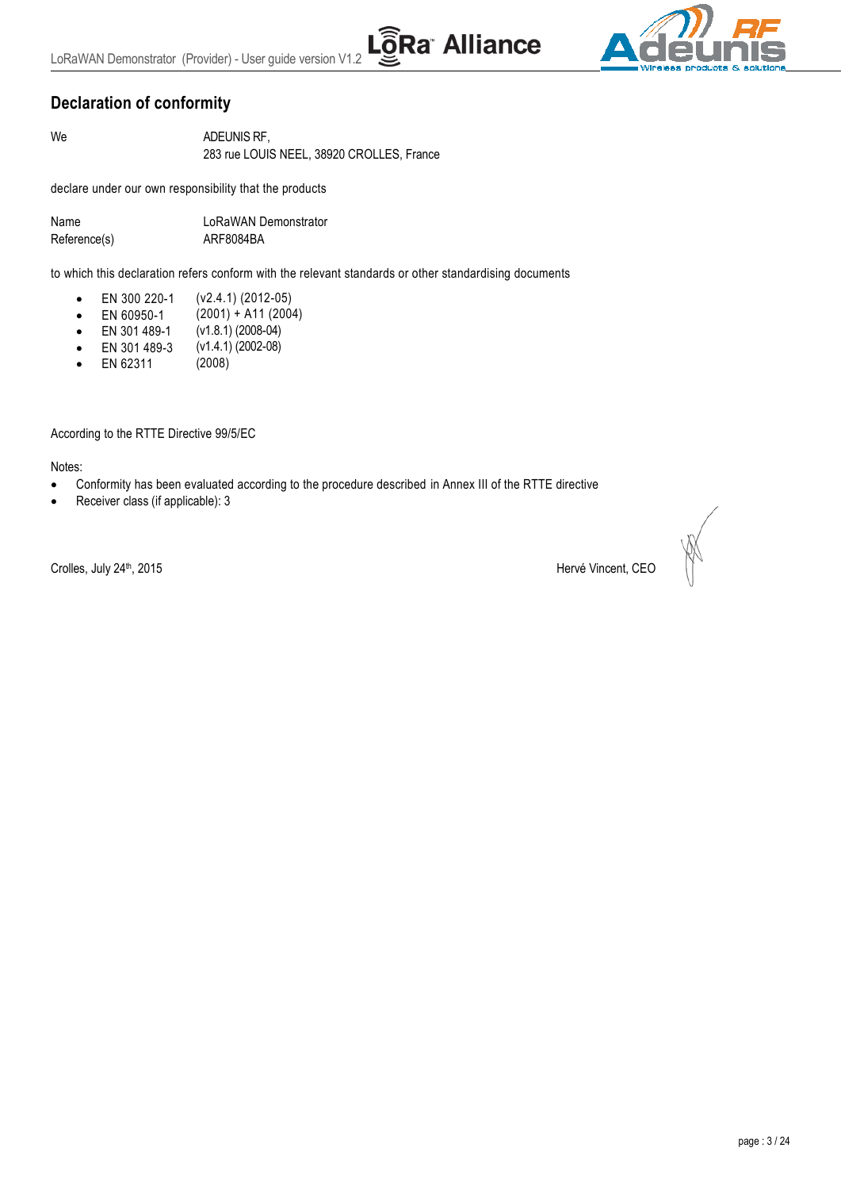## Declaration of conformity

| | |
|---|---|
| We | ADEUNIS RF,<br>283 rue LOUIS NEEL, 38920 CROLLES, France |

declare under our own responsibility that the products

| | |
|---|---|
| Name | LoRaWAN Demonstrator |
| Reference(s) | ARF8084BA |

to which this declaration refers conform with the relevant standards or other standardising documents

- EN 300 220-1 (v2.4.1) (2012-05)
- EN 60950-1 (2001) + A11 (2004)
- EN 301 489-1 (v1.8.1) (2008-04)
- EN 301 489-3 (v1.4.1) (2002-08)
- EN 62311 (2008)

According to the RTTE Directive 99/5/EC

Notes:

- Conformity has been evaluated according to the procedure described in Annex III of the RTTE directive
- Receiver class (if applicable): 3

Crolles, July 24th, 2015

Hervé Vincent, CEO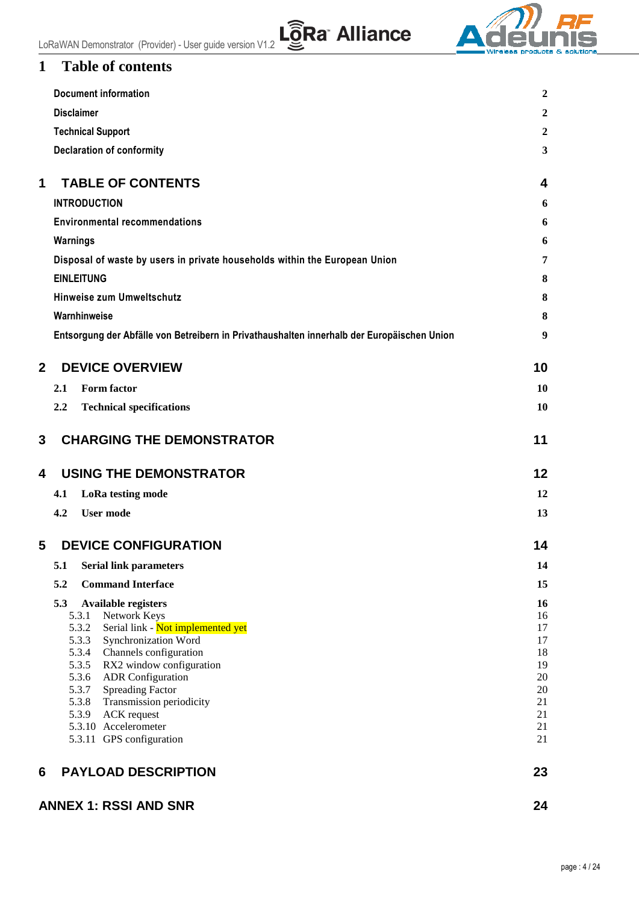# 1 Table of contents

| | |
|---|---|
| **Document information** | 2 |
| **Disclaimer** | 2 |
| **Technical Support** | 2 |
| **Declaration of conformity** | 3 |
| **1 TABLE OF CONTENTS** | **4** |
| **INTRODUCTION** | 6 |
| **Environmental recommendations** | 6 |
| **Warnings** | 6 |
| **Disposal of waste by users in private households within the European Union** | 7 |
| **EINLEITUNG** | 8 |
| **Hinweise zum Umweltschutz** | 8 |
| **Warnhinweise** | 8 |
| **Entsorgung der Abfälle von Betreibern in Privathaushalten innerhalb der Europäischen Union** | 9 |
| **2 DEVICE OVERVIEW** | **10** |
| **2.1 Form factor** | 10 |
| **2.2 Technical specifications** | 10 |
| **3 CHARGING THE DEMONSTRATOR** | **11** |
| **4 USING THE DEMONSTRATOR** | **12** |
| **4.1 LoRa testing mode** | 12 |
| **4.2 User mode** | 13 |
| **5 DEVICE CONFIGURATION** | **14** |
| **5.1 Serial link parameters** | 14 |
| **5.2 Command Interface** | 15 |
| **5.3 Available registers** | 16 |
| 5.3.1 Network Keys | 16 |
| 5.3.2 Serial link - Not implemented yet | 17 |
| 5.3.3 Synchronization Word | 17 |
| 5.3.4 Channels configuration | 18 |
| 5.3.5 RX2 window configuration | 19 |
| 5.3.6 ADR Configuration | 20 |
| 5.3.7 Spreading Factor | 20 |
| 5.3.8 Transmission periodicity | 21 |
| 5.3.9 ACK request | 21 |
| 5.3.10 Accelerometer | 21 |
| 5.3.11 GPS configuration | 21 |
| **6 PAYLOAD DESCRIPTION** | **23** |
| **ANNEX 1: RSSI AND SNR** | **24** |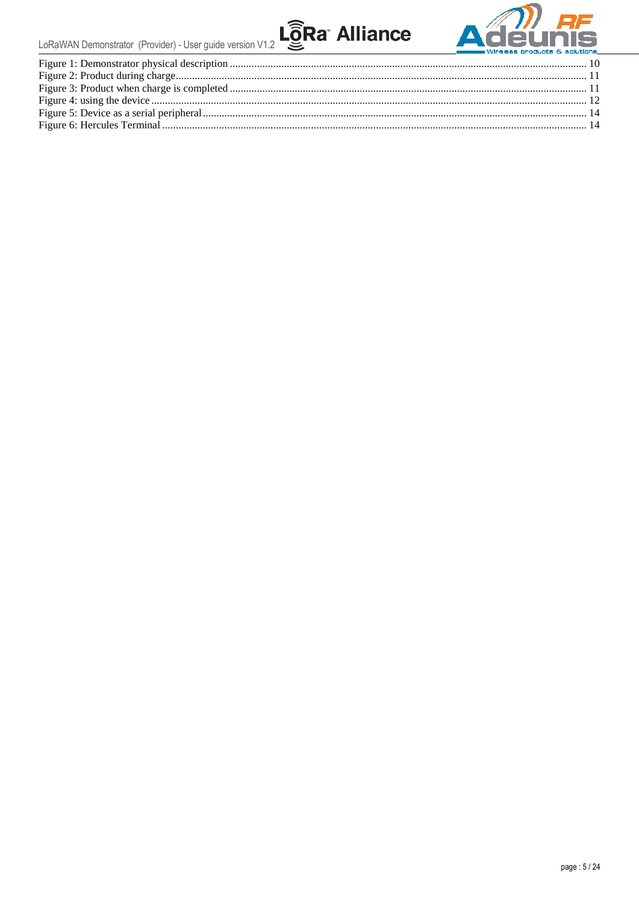Figure 1: Demonstrator physical description ........ 10
Figure 2: Product during charge ........ 11
Figure 3: Product when charge is completed ........ 11
Figure 4: using the device ........ 12
Figure 5: Device as a serial peripheral ........ 14
Figure 6: Hercules Terminal ........ 14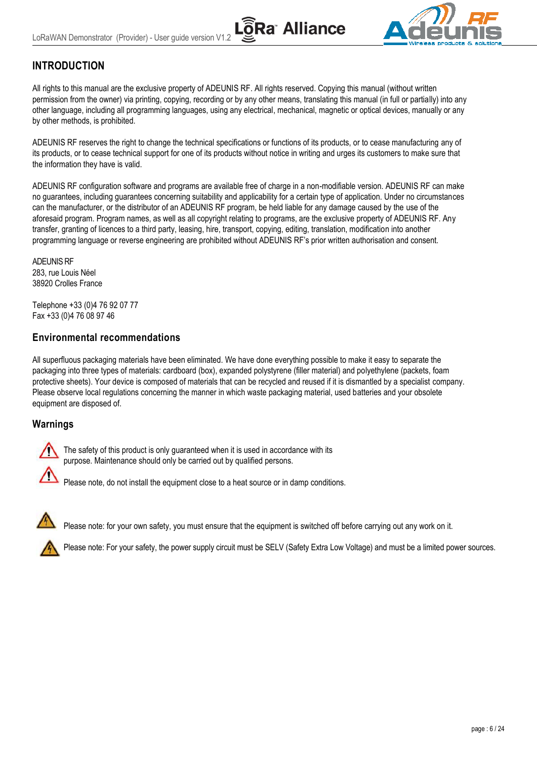# INTRODUCTION

All rights to this manual are the exclusive property of ADEUNIS RF. All rights reserved. Copying this manual (without written permission from the owner) via printing, copying, recording or by any other means, translating this manual (in full or partially) into any other language, including all programming languages, using any electrical, mechanical, magnetic or optical devices, manually or any by other methods, is prohibited.

ADEUNIS RF reserves the right to change the technical specifications or functions of its products, or to cease manufacturing any of its products, or to cease technical support for one of its products without notice in writing and urges its customers to make sure that the information they have is valid.

ADEUNIS RF configuration software and programs are available free of charge in a non-modifiable version. ADEUNIS RF can make no guarantees, including guarantees concerning suitability and applicability for a certain type of application. Under no circumstances can the manufacturer, or the distributor of an ADEUNIS RF program, be held liable for any damage caused by the use of the aforesaid program. Program names, as well as all copyright relating to programs, are the exclusive property of ADEUNIS RF. Any transfer, granting of licences to a third party, leasing, hire, transport, copying, editing, translation, modification into another programming language or reverse engineering are prohibited without ADEUNIS RF's prior written authorisation and consent.

ADEUNIS RF
283, rue Louis Néel
38920 Crolles France

Telephone +33 (0)4 76 92 07 77
Fax +33 (0)4 76 08 97 46

## Environmental recommendations

All superfluous packaging materials have been eliminated. We have done everything possible to make it easy to separate the packaging into three types of materials: cardboard (box), expanded polystyrene (filler material) and polyethylene (packets, foam protective sheets). Your device is composed of materials that can be recycled and reused if it is dismantled by a specialist company. Please observe local regulations concerning the manner in which waste packaging material, used batteries and your obsolete equipment are disposed of.

## Warnings

The safety of this product is only guaranteed when it is used in accordance with its purpose. Maintenance should only be carried out by qualified persons.

Please note, do not install the equipment close to a heat source or in damp conditions.

Please note: for your own safety, you must ensure that the equipment is switched off before carrying out any work on it.

Please note: For your safety, the power supply circuit must be SELV (Safety Extra Low Voltage) and must be a limited power sources.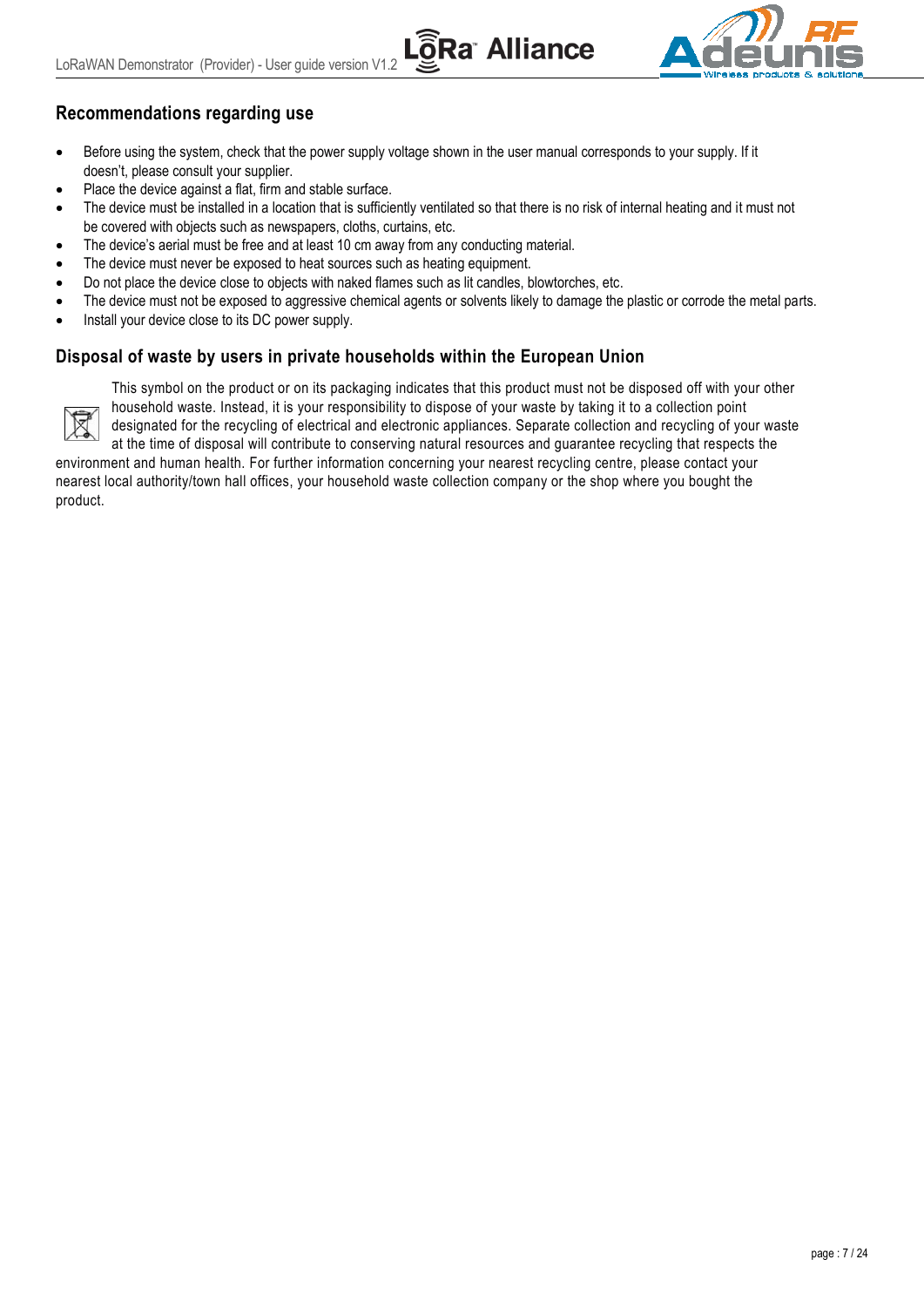## Recommendations regarding use

- Before using the system, check that the power supply voltage shown in the user manual corresponds to your supply. If it doesn't, please consult your supplier.
- Place the device against a flat, firm and stable surface.
- The device must be installed in a location that is sufficiently ventilated so that there is no risk of internal heating and it must not be covered with objects such as newspapers, cloths, curtains, etc.
- The device's aerial must be free and at least 10 cm away from any conducting material.
- The device must never be exposed to heat sources such as heating equipment.
- Do not place the device close to objects with naked flames such as lit candles, blowtorches, etc.
- The device must not be exposed to aggressive chemical agents or solvents likely to damage the plastic or corrode the metal parts.
- Install your device close to its DC power supply.

## Disposal of waste by users in private households within the European Union

This symbol on the product or on its packaging indicates that this product must not be disposed off with your other household waste. Instead, it is your responsibility to dispose of your waste by taking it to a collection point designated for the recycling of electrical and electronic appliances. Separate collection and recycling of your waste at the time of disposal will contribute to conserving natural resources and guarantee recycling that respects the environment and human health. For further information concerning your nearest recycling centre, please contact your nearest local authority/town hall offices, your household waste collection company or the shop where you bought the product.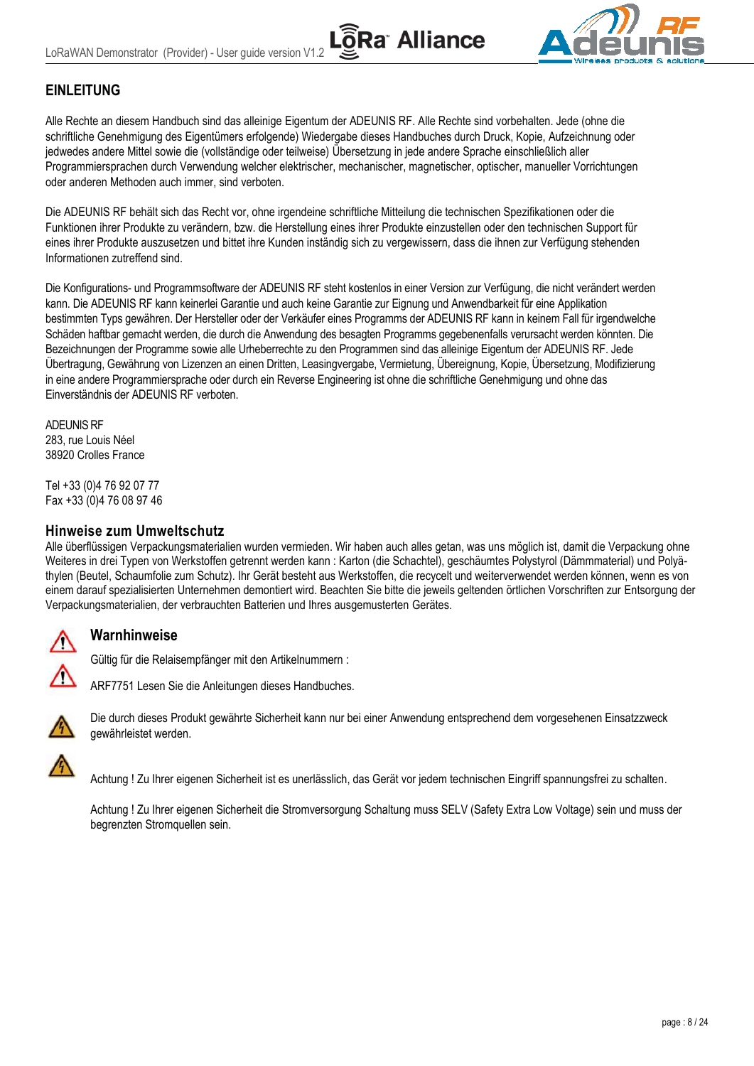## EINLEITUNG

Alle Rechte an diesem Handbuch sind das alleinige Eigentum der ADEUNIS RF. Alle Rechte sind vorbehalten. Jede (ohne die schriftliche Genehmigung des Eigentümers erfolgende) Wiedergabe dieses Handbuches durch Druck, Kopie, Aufzeichnung oder jedwedes andere Mittel sowie die (vollständige oder teilweise) Übersetzung in jede andere Sprache einschließlich aller Programmiersprachen durch Verwendung welcher elektrischer, mechanischer, magnetischer, optischer, manueller Vorrichtungen oder anderen Methoden auch immer, sind verboten.

Die ADEUNIS RF behält sich das Recht vor, ohne irgendeine schriftliche Mitteilung die technischen Spezifikationen oder die Funktionen ihrer Produkte zu verändern, bzw. die Herstellung eines ihrer Produkte einzustellen oder den technischen Support für eines ihrer Produkte auszusetzen und bittet ihre Kunden inständig sich zu vergewissern, dass die ihnen zur Verfügung stehenden Informationen zutreffend sind.

Die Konfigurations- und Programmsoftware der ADEUNIS RF steht kostenlos in einer Version zur Verfügung, die nicht verändert werden kann. Die ADEUNIS RF kann keinerlei Garantie und auch keine Garantie zur Eignung und Anwendbarkeit für eine Applikation bestimmten Typs gewähren. Der Hersteller oder der Verkäufer eines Programms der ADEUNIS RF kann in keinem Fall für irgendwelche Schäden haftbar gemacht werden, die durch die Anwendung des besagten Programms gegebenenfalls verursacht werden könnten. Die Bezeichnungen der Programme sowie alle Urheberrechte zu den Programmen sind das alleinige Eigentum der ADEUNIS RF. Jede Übertragung, Gewährung von Lizenzen an einen Dritten, Leasingvergabe, Vermietung, Übereignung, Kopie, Übersetzung, Modifizierung in eine andere Programmiersprache oder durch ein Reverse Engineering ist ohne die schriftliche Genehmigung und ohne das Einverständnis der ADEUNIS RF verboten.

ADEUNIS RF
283, rue Louis Néel
38920 Crolles France

Tel +33 (0)4 76 92 07 77
Fax +33 (0)4 76 08 97 46

### Hinweise zum Umweltschutz

Alle überflüssigen Verpackungsmaterialien wurden vermieden. Wir haben auch alles getan, was uns möglich ist, damit die Verpackung ohne Weiteres in drei Typen von Werkstoffen getrennt werden kann : Karton (die Schachtel), geschäumtes Polystyrol (Dämmmaterial) und Polyäthylen (Beutel, Schaumfolie zum Schutz). Ihr Gerät besteht aus Werkstoffen, die recycelt und weiterverwendet werden können, wenn es von einem darauf spezialisierten Unternehmen demontiert wird. Beachten Sie bitte die jeweils geltenden örtlichen Vorschriften zur Entsorgung der Verpackungsmaterialien, der verbrauchten Batterien und Ihres ausgemusterten Gerätes.

### Warnhinweise

Gültig für die Relaisempfänger mit den Artikelnummern :

ARF7751 Lesen Sie die Anleitungen dieses Handbuches.

Die durch dieses Produkt gewährte Sicherheit kann nur bei einer Anwendung entsprechend dem vorgesehenen Einsatzzweck gewährleistet werden.

Achtung ! Zu Ihrer eigenen Sicherheit ist es unerlässlich, das Gerät vor jedem technischen Eingriff spannungsfrei zu schalten.

Achtung ! Zu Ihrer eigenen Sicherheit die Stromversorgung Schaltung muss SELV (Safety Extra Low Voltage) sein und muss der begrenzten Stromquellen sein.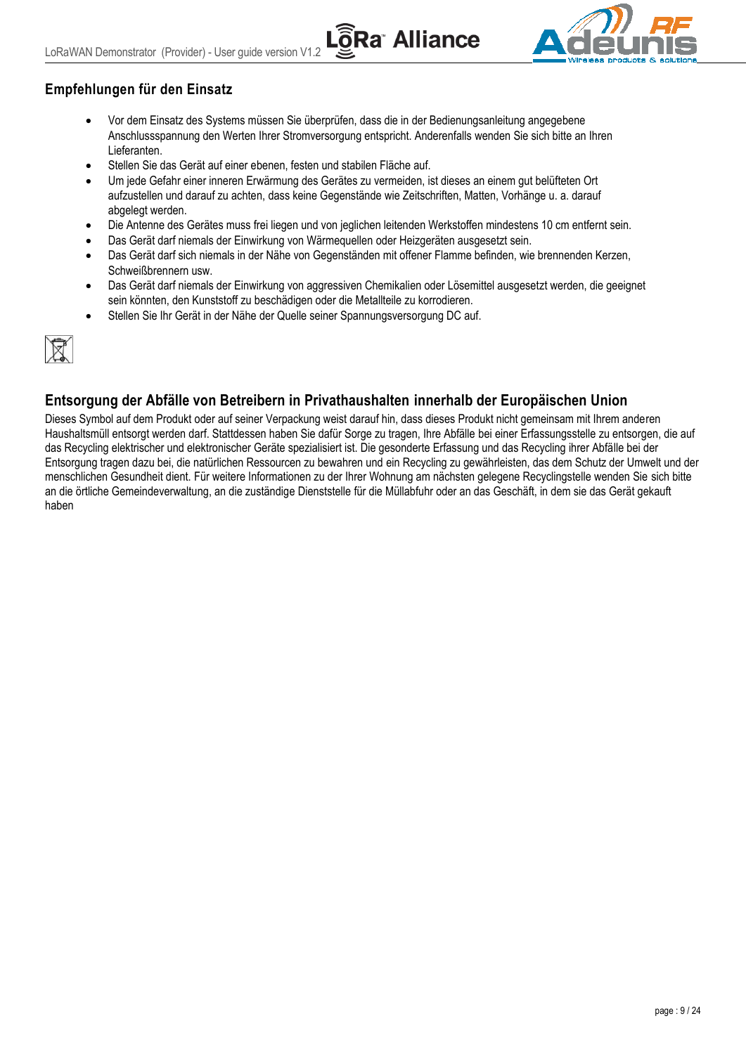## Empfehlungen für den Einsatz

- Vor dem Einsatz des Systems müssen Sie überprüfen, dass die in der Bedienungsanleitung angegebene Anschlussspannung den Werten Ihrer Stromversorgung entspricht. Anderenfalls wenden Sie sich bitte an Ihren Lieferanten.
- Stellen Sie das Gerät auf einer ebenen, festen und stabilen Fläche auf.
- Um jede Gefahr einer inneren Erwärmung des Gerätes zu vermeiden, ist dieses an einem gut belüfteten Ort aufzustellen und darauf zu achten, dass keine Gegenstände wie Zeitschriften, Matten, Vorhänge u. a. darauf abgelegt werden.
- Die Antenne des Gerätes muss frei liegen und von jeglichen leitenden Werkstoffen mindestens 10 cm entfernt sein.
- Das Gerät darf niemals der Einwirkung von Wärmequellen oder Heizgeräten ausgesetzt sein.
- Das Gerät darf sich niemals in der Nähe von Gegenständen mit offener Flamme befinden, wie brennenden Kerzen, Schweißbrennern usw.
- Das Gerät darf niemals der Einwirkung von aggressiven Chemikalien oder Lösemittel ausgesetzt werden, die geeignet sein könnten, den Kunststoff zu beschädigen oder die Metallteile zu korrodieren.
- Stellen Sie Ihr Gerät in der Nähe der Quelle seiner Spannungsversorgung DC auf.

## Entsorgung der Abfälle von Betreibern in Privathaushalten innerhalb der Europäischen Union

Dieses Symbol auf dem Produkt oder auf seiner Verpackung weist darauf hin, dass dieses Produkt nicht gemeinsam mit Ihrem anderen Haushaltsmüll entsorgt werden darf. Stattdessen haben Sie dafür Sorge zu tragen, Ihre Abfälle bei einer Erfassungsstelle zu entsorgen, die auf das Recycling elektrischer und elektronischer Geräte spezialisiert ist. Die gesonderte Erfassung und das Recycling ihrer Abfälle bei der Entsorgung tragen dazu bei, die natürlichen Ressourcen zu bewahren und ein Recycling zu gewährleisten, das dem Schutz der Umwelt und der menschlichen Gesundheit dient. Für weitere Informationen zu der Ihrer Wohnung am nächsten gelegene Recyclingstelle wenden Sie sich bitte an die örtliche Gemeindeverwaltung, an die zuständige Dienststelle für die Müllabfuhr oder an das Geschäft, in dem sie das Gerät gekauft haben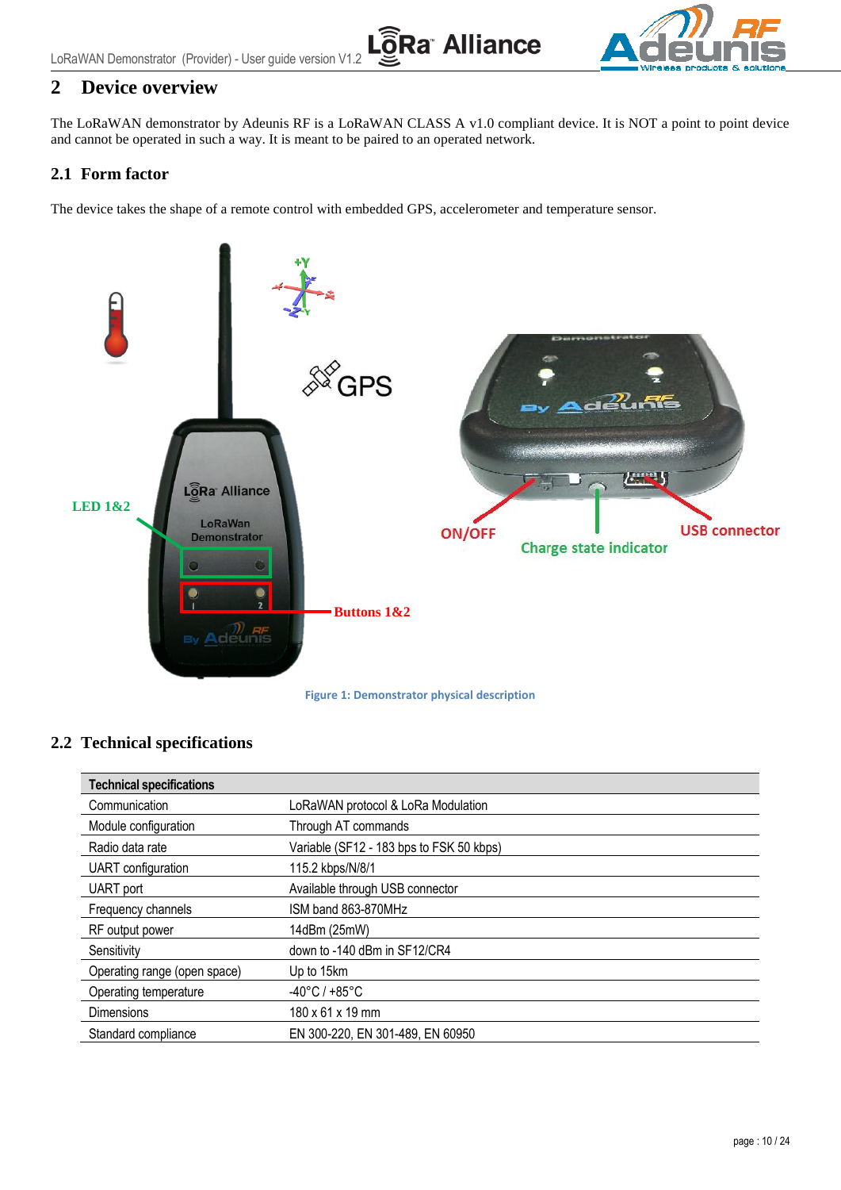## 2 Device overview

The LoRaWAN demonstrator by Adeunis RF is a LoRaWAN CLASS A v1.0 compliant device. It is NOT a point to point device and cannot be operated in such a way. It is meant to be paired to an operated network.

### 2.1 Form factor

The device takes the shape of a remote control with embedded GPS, accelerometer and temperature sensor.

Figure 1: Demonstrator physical description

### 2.2 Technical specifications

| Technical specifications | |
|---|---|
| Communication | LoRaWAN protocol & LoRa Modulation |
| Module configuration | Through AT commands |
| Radio data rate | Variable (SF12 - 183 bps to FSK 50 kbps) |
| UART configuration | 115.2 kbps/N/8/1 |
| UART port | Available through USB connector |
| Frequency channels | ISM band 863-870MHz |
| RF output power | 14dBm (25mW) |
| Sensitivity | down to -140 dBm in SF12/CR4 |
| Operating range (open space) | Up to 15km |
| Operating temperature | -40°C / +85°C |
| Dimensions | 180 x 61 x 19 mm |
| Standard compliance | EN 300-220, EN 301-489, EN 60950 |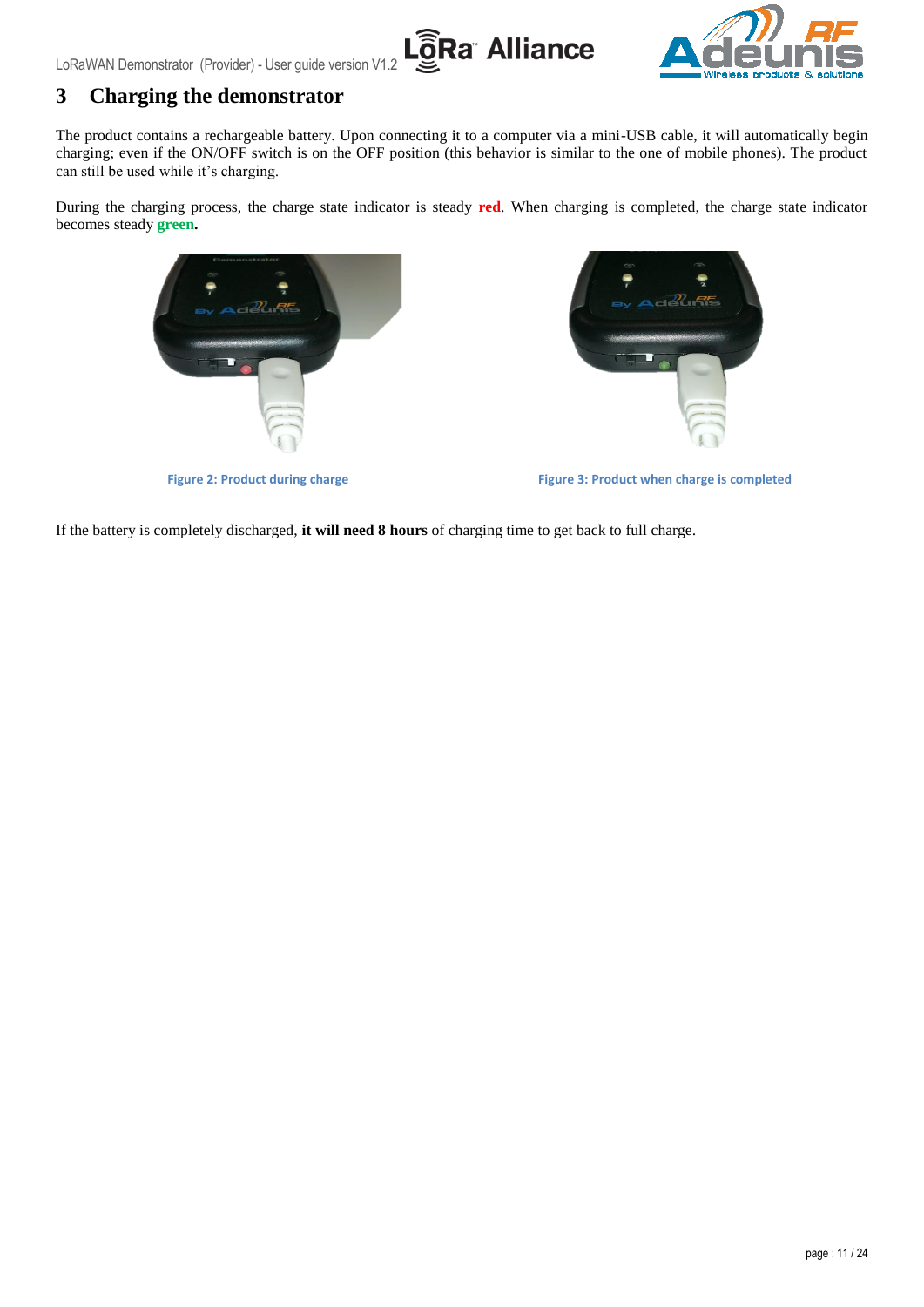# 3 Charging the demonstrator

The product contains a rechargeable battery. Upon connecting it to a computer via a mini-USB cable, it will automatically begin charging; even if the ON/OFF switch is on the OFF position (this behavior is similar to the one of mobile phones). The product can still be used while it's charging.

During the charging process, the charge state indicator is steady **red**. When charging is completed, the charge state indicator becomes steady **green.**

Figure 2: Product during charge

Figure 3: Product when charge is completed

If the battery is completely discharged, **it will need 8 hours** of charging time to get back to full charge.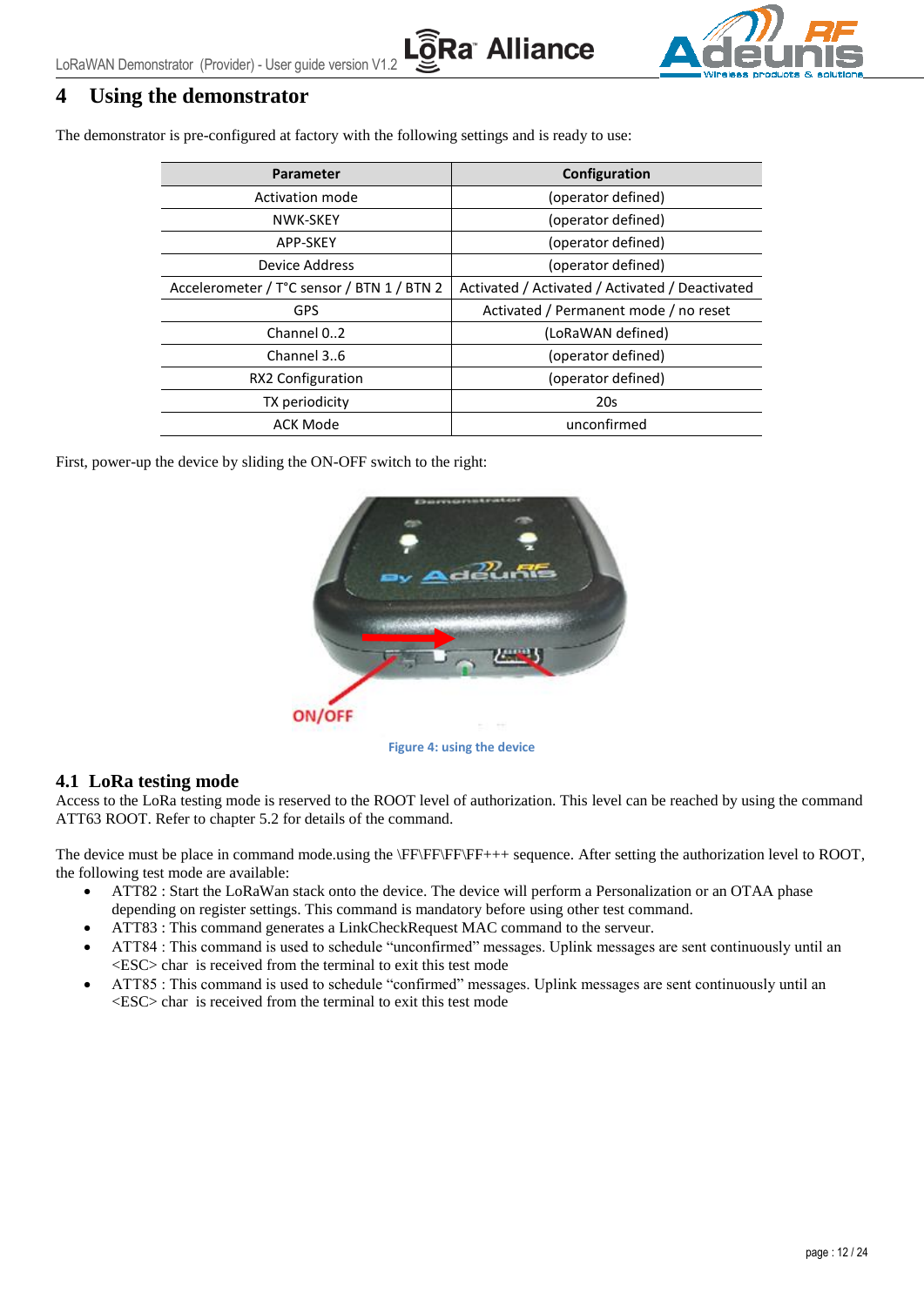# 4 Using the demonstrator

The demonstrator is pre-configured at factory with the following settings and is ready to use:

| Parameter | Configuration |
|---|---|
| Activation mode | (operator defined) |
| NWK-SKEY | (operator defined) |
| APP-SKEY | (operator defined) |
| Device Address | (operator defined) |
| Accelerometer / T°C sensor / BTN 1 / BTN 2 | Activated / Activated / Activated / Deactivated |
| GPS | Activated / Permanent mode / no reset |
| Channel 0..2 | (LoRaWAN defined) |
| Channel 3..6 | (operator defined) |
| RX2 Configuration | (operator defined) |
| TX periodicity | 20s |
| ACK Mode | unconfirmed |

First, power-up the device by sliding the ON-OFF switch to the right:

Figure 4: using the device

## 4.1 LoRa testing mode

Access to the LoRa testing mode is reserved to the ROOT level of authorization. This level can be reached by using the command ATT63 ROOT. Refer to chapter 5.2 for details of the command.

The device must be place in command mode.using the \FF\FF\FF\FF+++ sequence. After setting the authorization level to ROOT, the following test mode are available:

- ATT82 : Start the LoRaWan stack onto the device. The device will perform a Personalization or an OTAA phase depending on register settings. This command is mandatory before using other test command.
- ATT83 : This command generates a LinkCheckRequest MAC command to the serveur.
- ATT84 : This command is used to schedule “unconfirmed” messages. Uplink messages are sent continuously until an <ESC> char is received from the terminal to exit this test mode
- ATT85 : This command is used to schedule “confirmed” messages. Uplink messages are sent continuously until an <ESC> char is received from the terminal to exit this test mode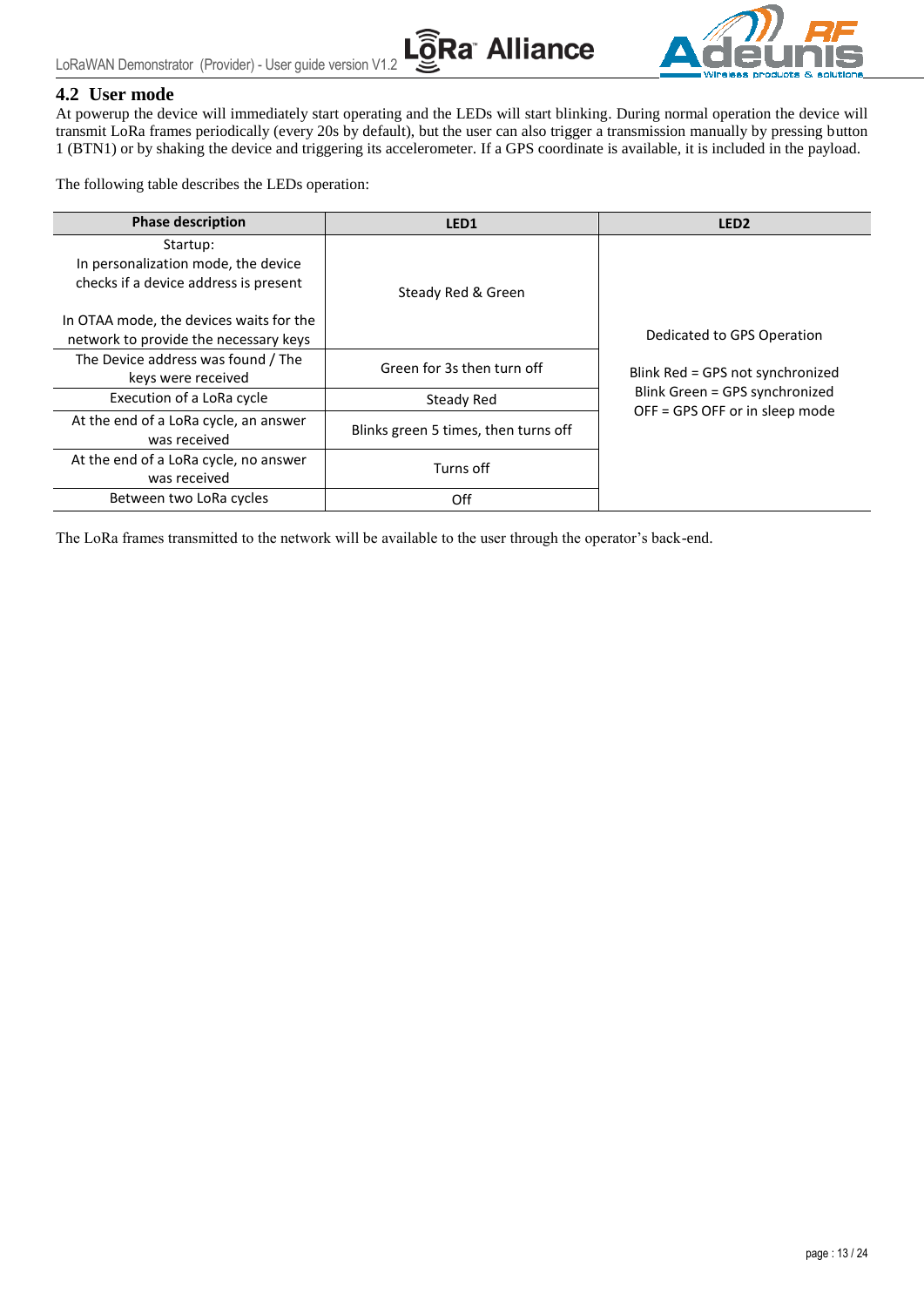## 4.2 User mode

At powerup the device will immediately start operating and the LEDs will start blinking. During normal operation the device will transmit LoRa frames periodically (every 20s by default), but the user can also trigger a transmission manually by pressing button 1 (BTN1) or by shaking the device and triggering its accelerometer. If a GPS coordinate is available, it is included in the payload.

The following table describes the LEDs operation:

| Phase description | LED1 | LED2 |
|---|---|---|
| Startup:<br>In personalization mode, the device checks if a device address is present<br><br>In OTAA mode, the devices waits for the network to provide the necessary keys | Steady Red & Green | Dedicated to GPS Operation<br><br>Blink Red = GPS not synchronized<br>Blink Green = GPS synchronized<br>OFF = GPS OFF or in sleep mode |
| The Device address was found / The keys were received | Green for 3s then turn off | |
| Execution of a LoRa cycle | Steady Red | |
| At the end of a LoRa cycle, an answer was received | Blinks green 5 times, then turns off | |
| At the end of a LoRa cycle, no answer was received | Turns off | |
| Between two LoRa cycles | Off | |

The LoRa frames transmitted to the network will be available to the user through the operator's back-end.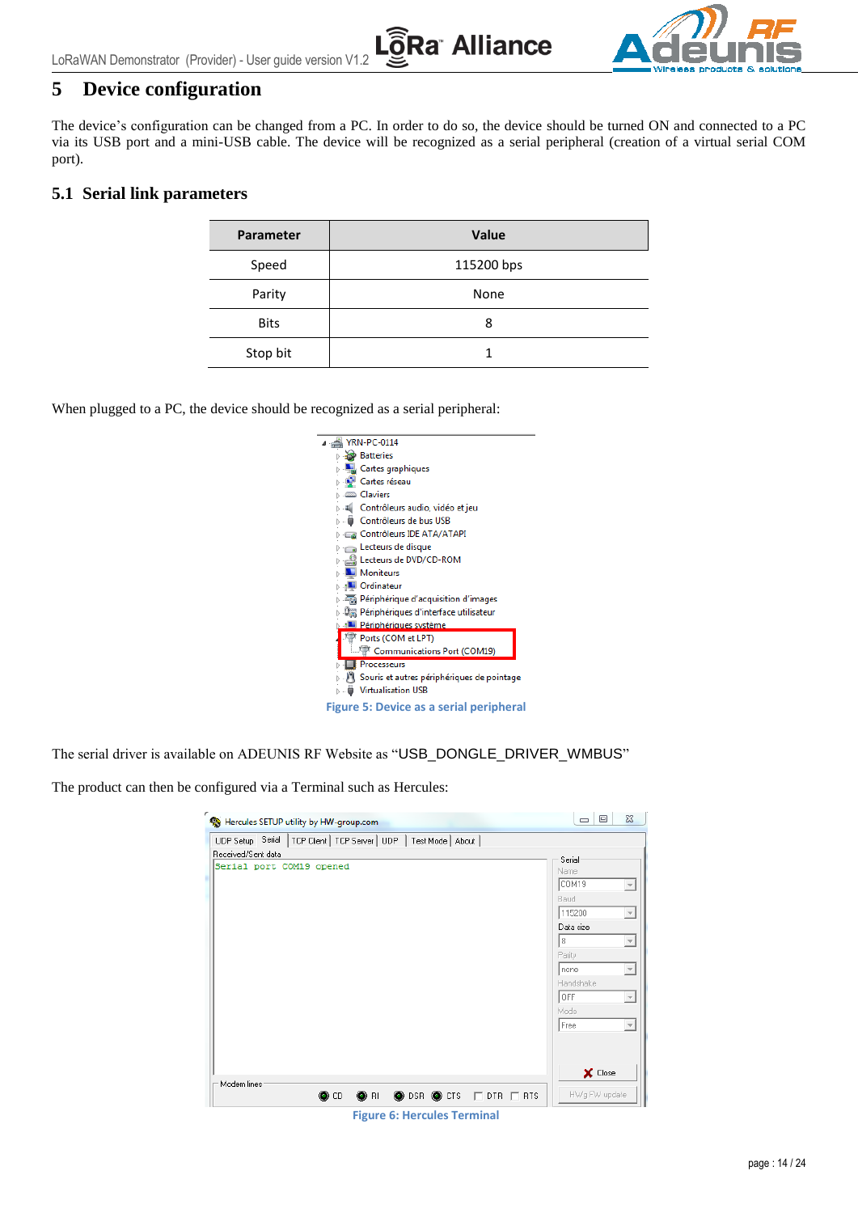# 5 Device configuration

The device's configuration can be changed from a PC. In order to do so, the device should be turned ON and connected to a PC via its USB port and a mini-USB cable. The device will be recognized as a serial peripheral (creation of a virtual serial COM port).

## 5.1 Serial link parameters

| Parameter | Value |
|---|---|
| Speed | 115200 bps |
| Parity | None |
| Bits | 8 |
| Stop bit | 1 |

When plugged to a PC, the device should be recognized as a serial peripheral:

Figure 5: Device as a serial peripheral

The serial driver is available on ADEUNIS RF Website as "USB_DONGLE_DRIVER_WMBUS"

The product can then be configured via a Terminal such as Hercules:

Figure 6: Hercules Terminal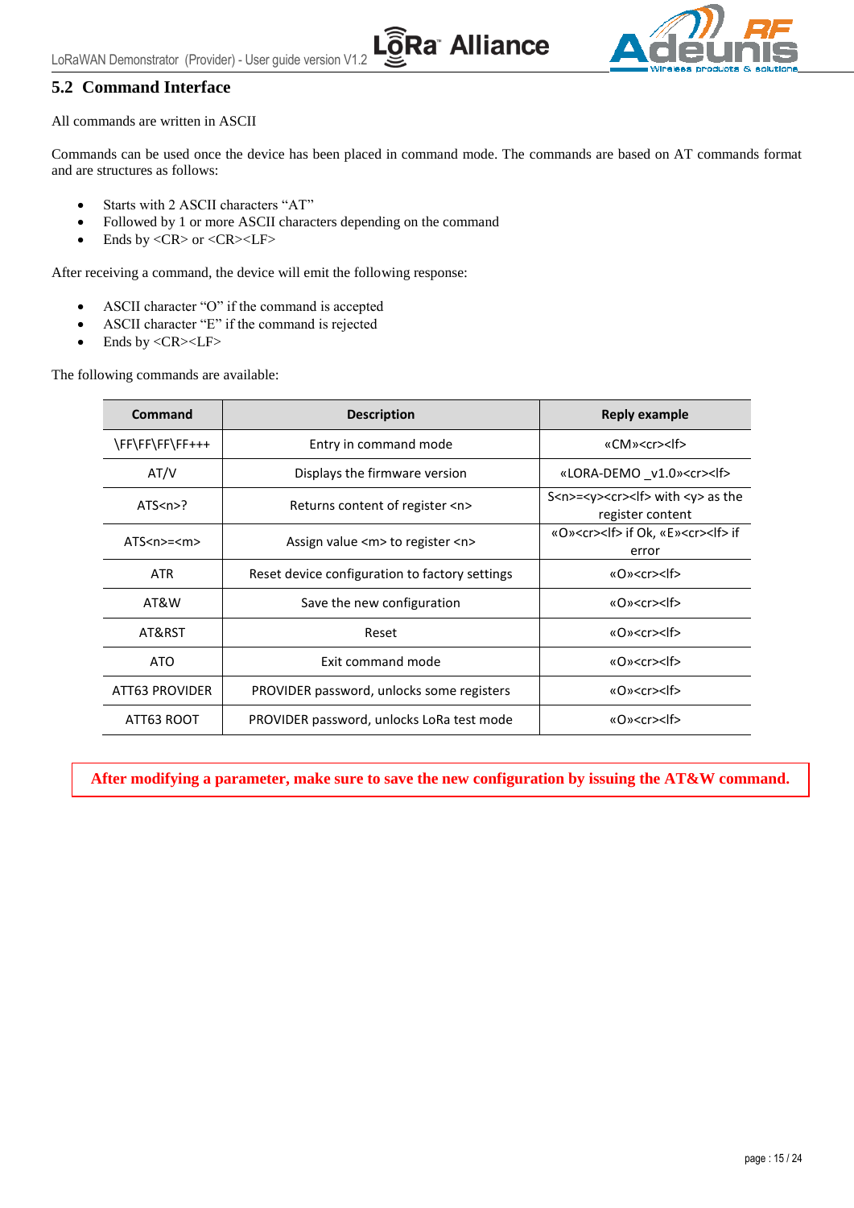## 5.2 Command Interface

All commands are written in ASCII

Commands can be used once the device has been placed in command mode. The commands are based on AT commands format and are structures as follows:

- Starts with 2 ASCII characters “AT”
- Followed by 1 or more ASCII characters depending on the command
- Ends by <CR> or <CR><LF>

After receiving a command, the device will emit the following response:

- ASCII character “O” if the command is accepted
- ASCII character “E” if the command is rejected
- Ends by <CR><LF>

The following commands are available:

| Command | Description | Reply example |
|---|---|---|
| \FF\FF\FF\FF+++ | Entry in command mode | «CM»<cr><lf> |
| AT/V | Displays the firmware version | «LORA-DEMO _v1.0»<cr><lf> |
| ATS<n>? | Returns content of register <n> | S<n>=<y><cr><lf> with <y> as the register content |
| ATS<n>=<m> | Assign value <m> to register <n> | «O»<cr><lf> if Ok, «E»<cr><lf> if error |
| ATR | Reset device configuration to factory settings | «O»<cr><lf> |
| AT&W | Save the new configuration | «O»<cr><lf> |
| AT&RST | Reset | «O»<cr><lf> |
| ATO | Exit command mode | «O»<cr><lf> |
| ATT63 PROVIDER | PROVIDER password, unlocks some registers | «O»<cr><lf> |
| ATT63 ROOT | PROVIDER password, unlocks LoRa test mode | «O»<cr><lf> |

**After modifying a parameter, make sure to save the new configuration by issuing the AT&W command.**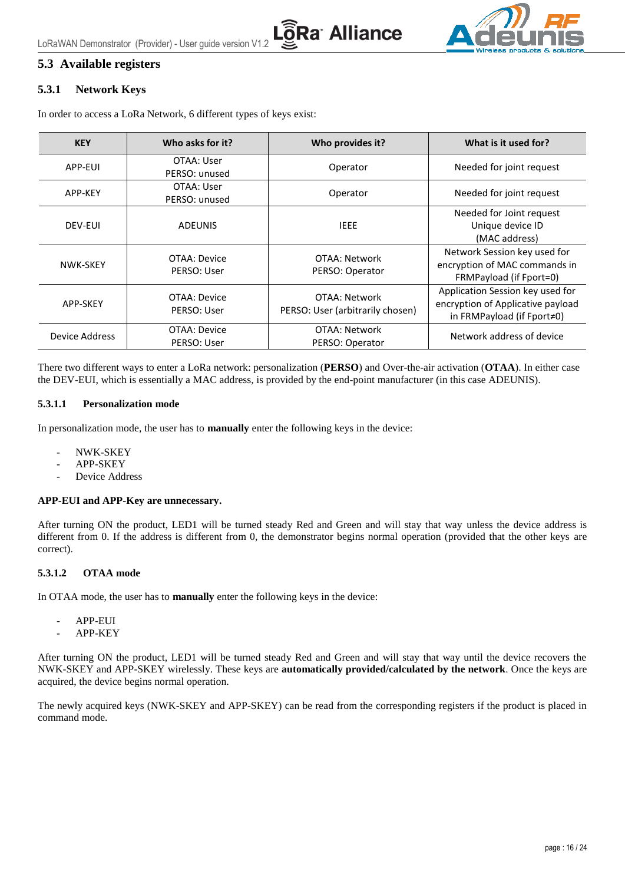## 5.3 Available registers

### 5.3.1 Network Keys

In order to access a LoRa Network, 6 different types of keys exist:

| KEY | Who asks for it? | Who provides it? | What is it used for? |
|---|---|---|---|
| APP-EUI | OTAA: User<br>PERSO: unused | Operator | Needed for joint request |
| APP-KEY | OTAA: User<br>PERSO: unused | Operator | Needed for joint request |
| DEV-EUI | ADEUNIS | IEEE | Needed for Joint request<br>Unique device ID<br>(MAC address) |
| NWK-SKEY | OTAA: Device<br>PERSO: User | OTAA: Network<br>PERSO: Operator | Network Session key used for encryption of MAC commands in FRMPayload (if Fport=0) |
| APP-SKEY | OTAA: Device<br>PERSO: User | OTAA: Network<br>PERSO: User (arbitrarily chosen) | Application Session key used for encryption of Applicative payload in FRMPayload (if Fport≠0) |
| Device Address | OTAA: Device<br>PERSO: User | OTAA: Network<br>PERSO: Operator | Network address of device |

There two different ways to enter a LoRa network: personalization (**PERSO**) and Over-the-air activation (**OTAA**). In either case the DEV-EUI, which is essentially a MAC address, is provided by the end-point manufacturer (in this case ADEUNIS).

#### 5.3.1.1 Personalization mode

In personalization mode, the user has to **manually** enter the following keys in the device:

- NWK-SKEY
- APP-SKEY
- Device Address

**APP-EUI and APP-Key are unnecessary.**

After turning ON the product, LED1 will be turned steady Red and Green and will stay that way unless the device address is different from 0. If the address is different from 0, the demonstrator begins normal operation (provided that the other keys are correct).

#### 5.3.1.2 OTAA mode

In OTAA mode, the user has to **manually** enter the following keys in the device:

- APP-EUI
- APP-KEY

After turning ON the product, LED1 will be turned steady Red and Green and will stay that way until the device recovers the NWK-SKEY and APP-SKEY wirelessly. These keys are **automatically provided/calculated by the network**. Once the keys are acquired, the device begins normal operation.

The newly acquired keys (NWK-SKEY and APP-SKEY) can be read from the corresponding registers if the product is placed in command mode.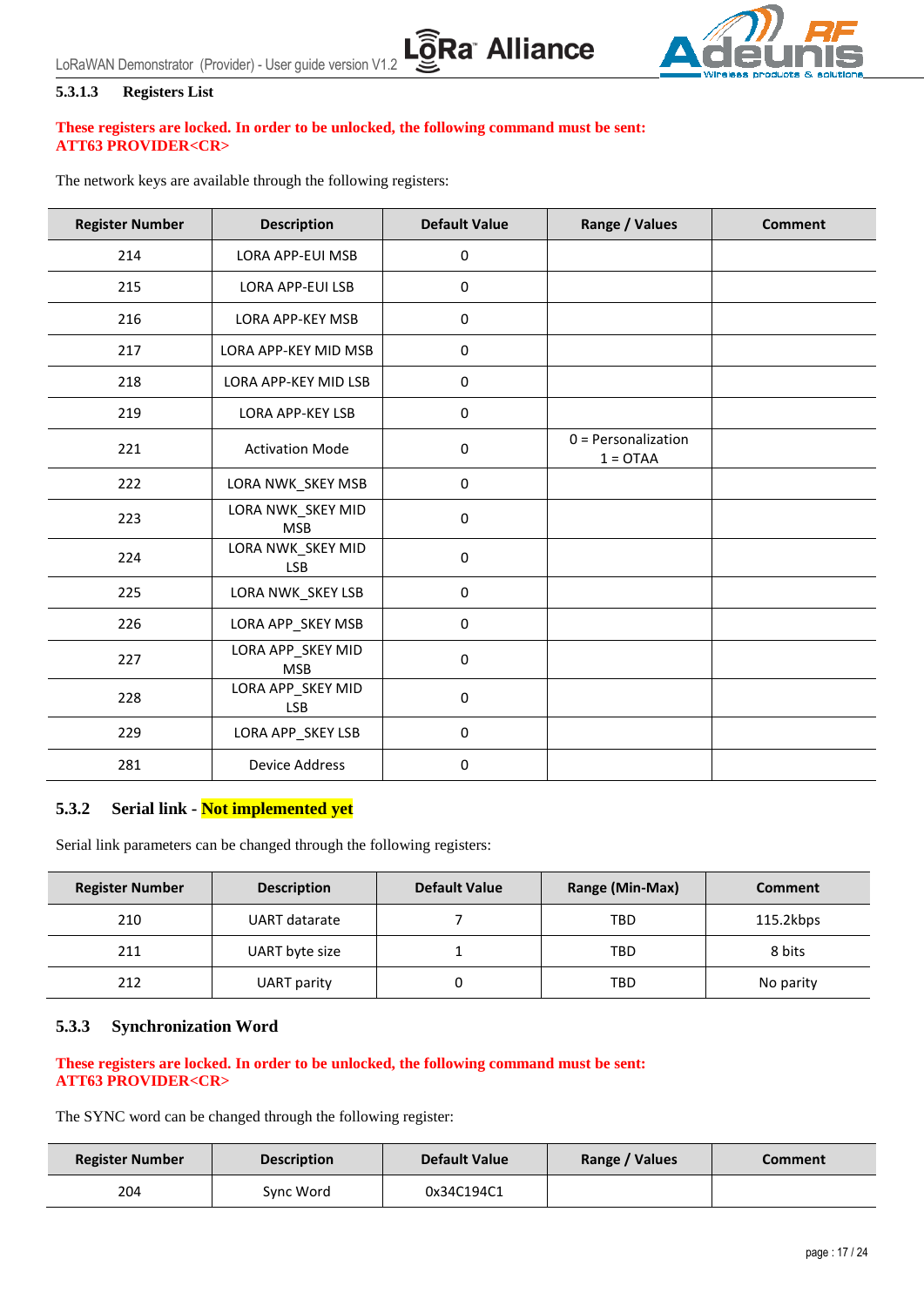#### 5.3.1.3 Registers List

**These registers are locked. In order to be unlocked, the following command must be sent:**
**ATT63 PROVIDER<CR>**

The network keys are available through the following registers:

| Register Number | Description | Default Value | Range / Values | Comment |
|---|---|---|---|---|
| 214 | LORA APP-EUI MSB | 0 | | |
| 215 | LORA APP-EUI LSB | 0 | | |
| 216 | LORA APP-KEY MSB | 0 | | |
| 217 | LORA APP-KEY MID MSB | 0 | | |
| 218 | LORA APP-KEY MID LSB | 0 | | |
| 219 | LORA APP-KEY LSB | 0 | | |
| 221 | Activation Mode | 0 | 0 = Personalization<br>1 = OTAA | |
| 222 | LORA NWK_SKEY MSB | 0 | | |
| 223 | LORA NWK_SKEY MID MSB | 0 | | |
| 224 | LORA NWK_SKEY MID LSB | 0 | | |
| 225 | LORA NWK_SKEY LSB | 0 | | |
| 226 | LORA APP_SKEY MSB | 0 | | |
| 227 | LORA APP_SKEY MID MSB | 0 | | |
| 228 | LORA APP_SKEY MID LSB | 0 | | |
| 229 | LORA APP_SKEY LSB | 0 | | |
| 281 | Device Address | 0 | | |

### 5.3.2 Serial link - Not implemented yet

Serial link parameters can be changed through the following registers:

| Register Number | Description | Default Value | Range (Min-Max) | Comment |
|---|---|---|---|---|
| 210 | UART datarate | 7 | TBD | 115.2kbps |
| 211 | UART byte size | 1 | TBD | 8 bits |
| 212 | UART parity | 0 | TBD | No parity |

### 5.3.3 Synchronization Word

**These registers are locked. In order to be unlocked, the following command must be sent:**
**ATT63 PROVIDER<CR>**

The SYNC word can be changed through the following register:

| Register Number | Description | Default Value | Range / Values | Comment |
|---|---|---|---|---|
| 204 | Sync Word | 0x34C194C1 | | |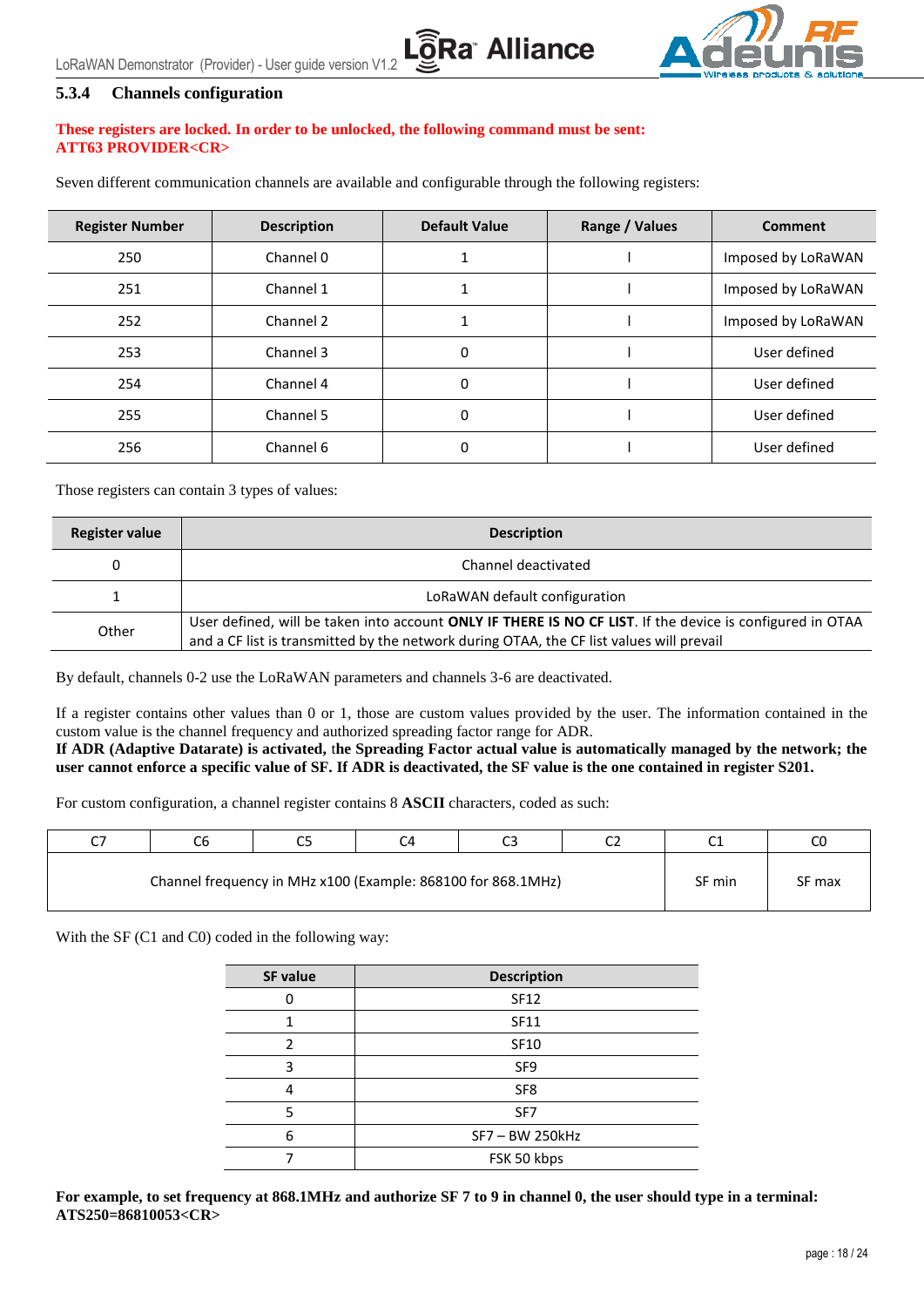### 5.3.4 Channels configuration

**These registers are locked. In order to be unlocked, the following command must be sent: ATT63 PROVIDER<CR>**

Seven different communication channels are available and configurable through the following registers:

| Register Number | Description | Default Value | Range / Values | Comment |
|---|---|---|---|---|
| 250 | Channel 0 | 1 | I | Imposed by LoRaWAN |
| 251 | Channel 1 | 1 | I | Imposed by LoRaWAN |
| 252 | Channel 2 | 1 | I | Imposed by LoRaWAN |
| 253 | Channel 3 | 0 | I | User defined |
| 254 | Channel 4 | 0 | I | User defined |
| 255 | Channel 5 | 0 | I | User defined |
| 256 | Channel 6 | 0 | I | User defined |

Those registers can contain 3 types of values:

| Register value | Description |
|---|---|
| 0 | Channel deactivated |
| 1 | LoRaWAN default configuration |
| Other | User defined, will be taken into account **ONLY IF THERE IS NO CF LIST**. If the device is configured in OTAA and a CF list is transmitted by the network during OTAA, the CF list values will prevail |

By default, channels 0-2 use the LoRaWAN parameters and channels 3-6 are deactivated.

If a register contains other values than 0 or 1, those are custom values provided by the user. The information contained in the custom value is the channel frequency and authorized spreading factor range for ADR.
**If ADR (Adaptive Datarate) is activated, the Spreading Factor actual value is automatically managed by the network; the user cannot enforce a specific value of SF. If ADR is deactivated, the SF value is the one contained in register S201.**

For custom configuration, a channel register contains 8 **ASCII** characters, coded as such:

| C7 | C6 | C5 | C4 | C3 | C2 | C1 | C0 |
|---|---|---|---|---|---|---|---|
| Channel frequency in MHz x100 (Example: 868100 for 868.1MHz) | | | | | | SF min | SF max |

With the SF (C1 and C0) coded in the following way:

| SF value | Description |
|---|---|
| 0 | SF12 |
| 1 | SF11 |
| 2 | SF10 |
| 3 | SF9 |
| 4 | SF8 |
| 5 | SF7 |
| 6 | SF7 – BW 250kHz |
| 7 | FSK 50 kbps |

**For example, to set frequency at 868.1MHz and authorize SF 7 to 9 in channel 0, the user should type in a terminal: ATS250=86810053<CR>**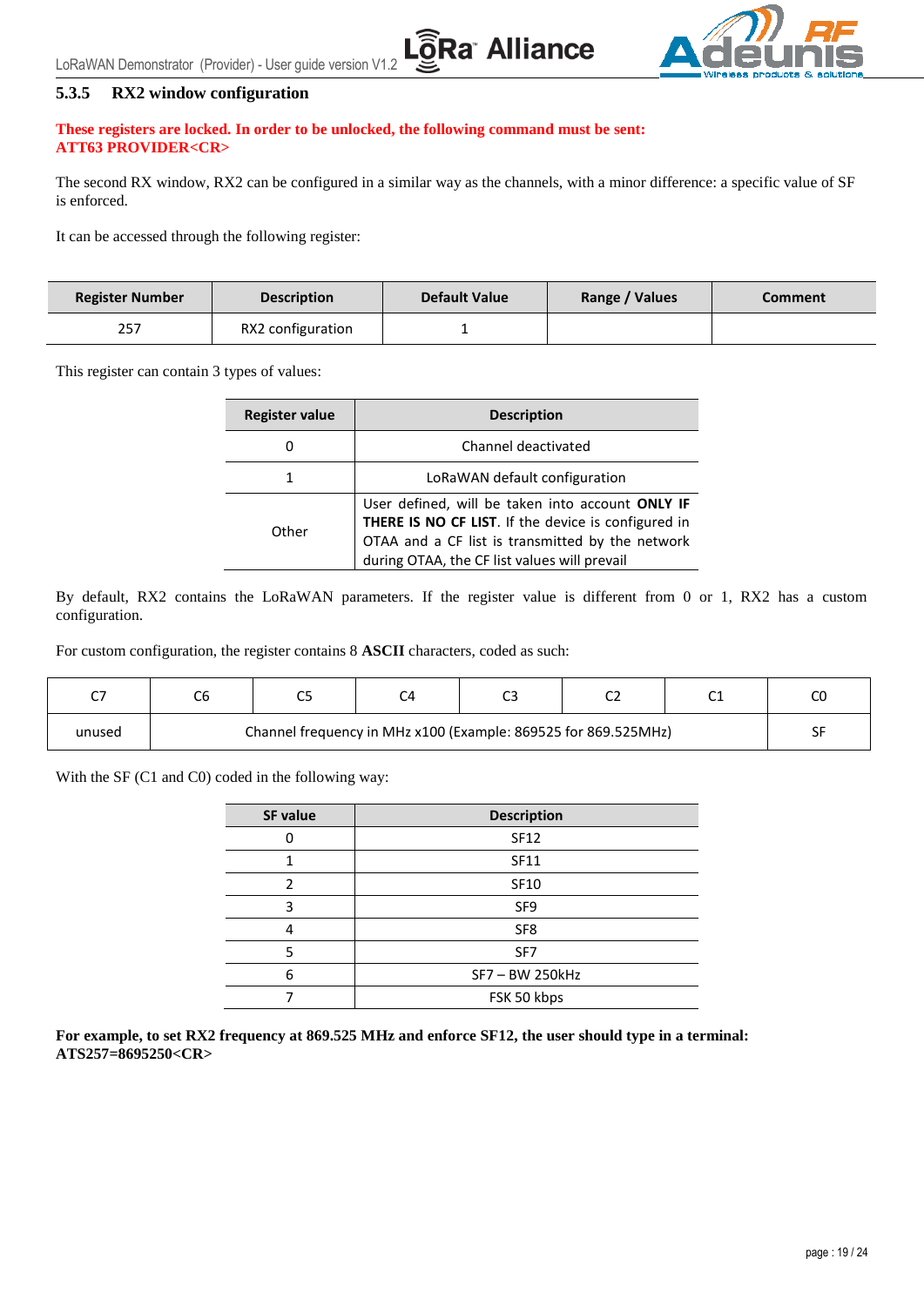### 5.3.5 RX2 window configuration

**These registers are locked. In order to be unlocked, the following command must be sent: ATT63 PROVIDER<CR>**

The second RX window, RX2 can be configured in a similar way as the channels, with a minor difference: a specific value of SF is enforced.

It can be accessed through the following register:

| Register Number | Description | Default Value | Range / Values | Comment |
|---|---|---|---|---|
| 257 | RX2 configuration | 1 | | |

This register can contain 3 types of values:

| Register value | Description |
|---|---|
| 0 | Channel deactivated |
| 1 | LoRaWAN default configuration |
| Other | User defined, will be taken into account **ONLY IF THERE IS NO CF LIST**. If the device is configured in OTAA and a CF list is transmitted by the network during OTAA, the CF list values will prevail |

By default, RX2 contains the LoRaWAN parameters. If the register value is different from 0 or 1, RX2 has a custom configuration.

For custom configuration, the register contains 8 **ASCII** characters, coded as such:

| C7 | C6 | C5 | C4 | C3 | C2 | C1 | C0 |
|---|---|---|---|---|---|---|---|
| unused | Channel frequency in MHz x100 (Example: 869525 for 869.525MHz) | | | | | | SF |

With the SF (C1 and C0) coded in the following way:

| SF value | Description |
|---|---|
| 0 | SF12 |
| 1 | SF11 |
| 2 | SF10 |
| 3 | SF9 |
| 4 | SF8 |
| 5 | SF7 |
| 6 | SF7 – BW 250kHz |
| 7 | FSK 50 kbps |

**For example, to set RX2 frequency at 869.525 MHz and enforce SF12, the user should type in a terminal: ATS257=8695250<CR>**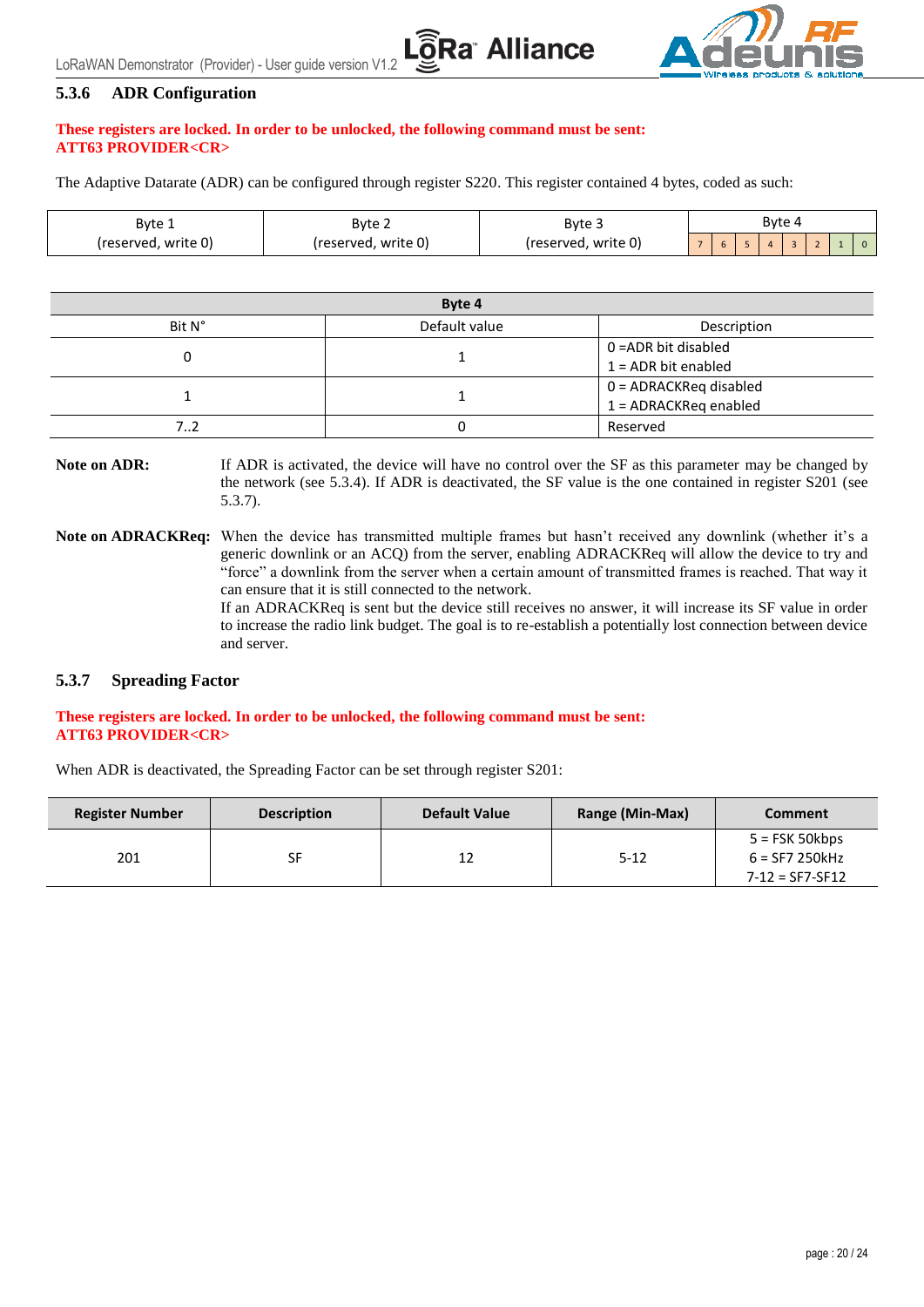### 5.3.6 ADR Configuration

**These registers are locked. In order to be unlocked, the following command must be sent:**
**ATT63 PROVIDER<CR>**

The Adaptive Datarate (ADR) can be configured through register S220. This register contained 4 bytes, coded as such:

| Byte 1 (reserved, write 0) | Byte 2 (reserved, write 0) | Byte 3 (reserved, write 0) | Byte 4 | | | | | | | |
|---|---|---|---|---|---|---|---|---|---|---|
| | | | 7 | 6 | 5 | 4 | 3 | 2 | 1 | 0 |

| Byte 4 | | |
|---|---|---|
| Bit N° | Default value | Description |
| 0 | 1 | 0 =ADR bit disabled<br>1 = ADR bit enabled |
| 1 | 1 | 0 = ADRACKReq disabled<br>1 = ADRACKReq enabled |
| 7..2 | 0 | Reserved |

**Note on ADR:** If ADR is activated, the device will have no control over the SF as this parameter may be changed by the network (see 5.3.4). If ADR is deactivated, the SF value is the one contained in register S201 (see 5.3.7).

**Note on ADRACKReq:** When the device has transmitted multiple frames but hasn't received any downlink (whether it's a generic downlink or an ACQ) from the server, enabling ADRACKReq will allow the device to try and "force" a downlink from the server when a certain amount of transmitted frames is reached. That way it can ensure that it is still connected to the network.
If an ADRACKReq is sent but the device still receives no answer, it will increase its SF value in order to increase the radio link budget. The goal is to re-establish a potentially lost connection between device and server.

### 5.3.7 Spreading Factor

**These registers are locked. In order to be unlocked, the following command must be sent:**
**ATT63 PROVIDER<CR>**

When ADR is deactivated, the Spreading Factor can be set through register S201:

| Register Number | Description | Default Value | Range (Min-Max) | Comment |
|---|---|---|---|---|
| 201 | SF | 12 | 5-12 | 5 = FSK 50kbps<br>6 = SF7 250kHz<br>7-12 = SF7-SF12 |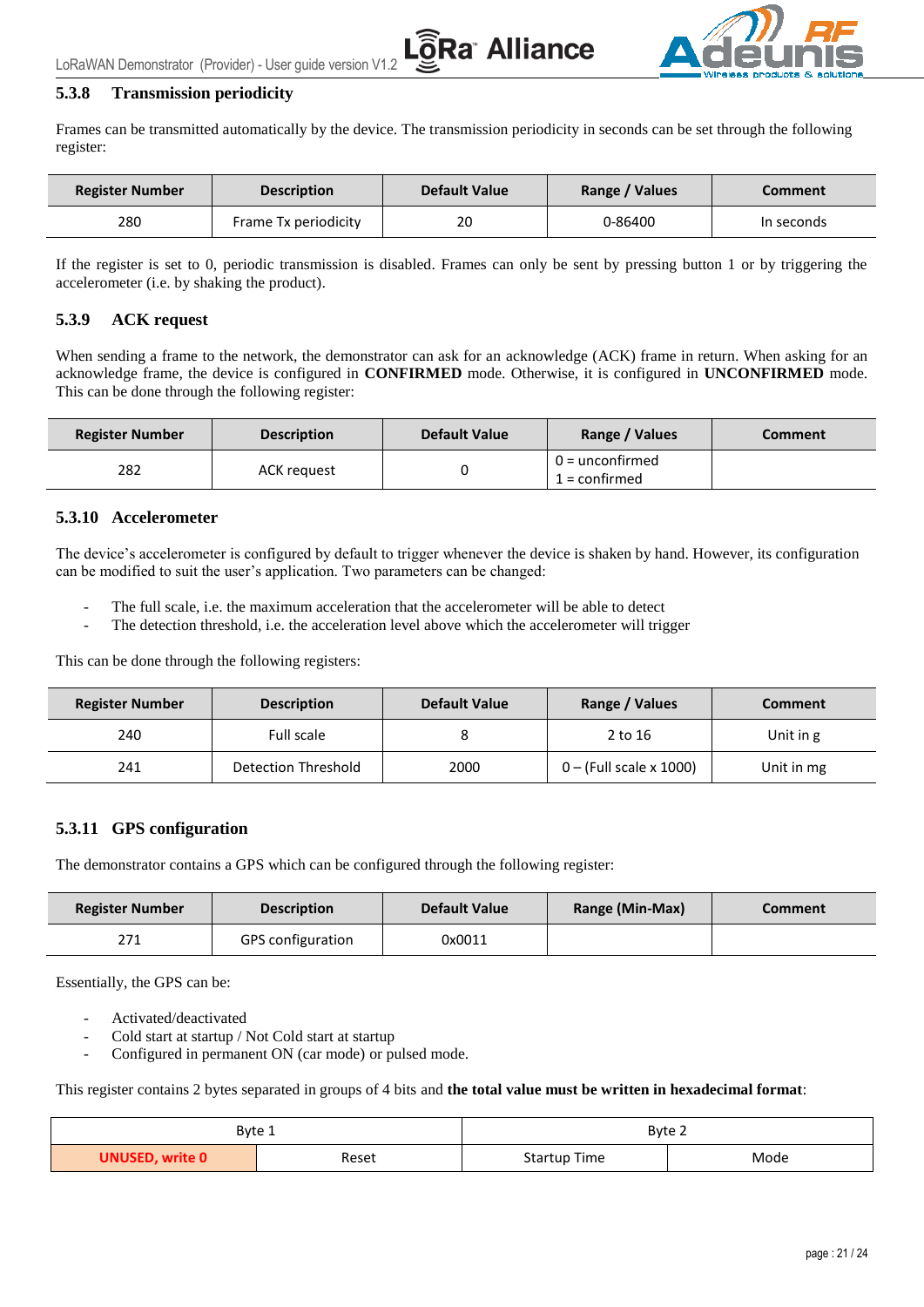### 5.3.8 Transmission periodicity

Frames can be transmitted automatically by the device. The transmission periodicity in seconds can be set through the following register:

| Register Number | Description | Default Value | Range / Values | Comment |
|---|---|---|---|---|
| 280 | Frame Tx periodicity | 20 | 0-86400 | In seconds |

If the register is set to 0, periodic transmission is disabled. Frames can only be sent by pressing button 1 or by triggering the accelerometer (i.e. by shaking the product).

### 5.3.9 ACK request

When sending a frame to the network, the demonstrator can ask for an acknowledge (ACK) frame in return. When asking for an acknowledge frame, the device is configured in **CONFIRMED** mode. Otherwise, it is configured in **UNCONFIRMED** mode. This can be done through the following register:

| Register Number | Description | Default Value | Range / Values | Comment |
|---|---|---|---|---|
| 282 | ACK request | 0 | 0 = unconfirmed<br>1 = confirmed | |

### 5.3.10 Accelerometer

The device's accelerometer is configured by default to trigger whenever the device is shaken by hand. However, its configuration can be modified to suit the user's application. Two parameters can be changed:

- The full scale, i.e. the maximum acceleration that the accelerometer will be able to detect
- The detection threshold, i.e. the acceleration level above which the accelerometer will trigger

This can be done through the following registers:

| Register Number | Description | Default Value | Range / Values | Comment |
|---|---|---|---|---|
| 240 | Full scale | 8 | 2 to 16 | Unit in g |
| 241 | Detection Threshold | 2000 | 0 – (Full scale x 1000) | Unit in mg |

### 5.3.11 GPS configuration

The demonstrator contains a GPS which can be configured through the following register:

| Register Number | Description | Default Value | Range (Min-Max) | Comment |
|---|---|---|---|---|
| 271 | GPS configuration | 0x0011 | | |

Essentially, the GPS can be:

- Activated/deactivated
- Cold start at startup / Not Cold start at startup
- Configured in permanent ON (car mode) or pulsed mode.

This register contains 2 bytes separated in groups of 4 bits and **the total value must be written in hexadecimal format**:

| Byte 1 | | Byte 2 | |
|---|---|---|---|
| **UNUSED, write 0** | Reset | Startup Time | Mode |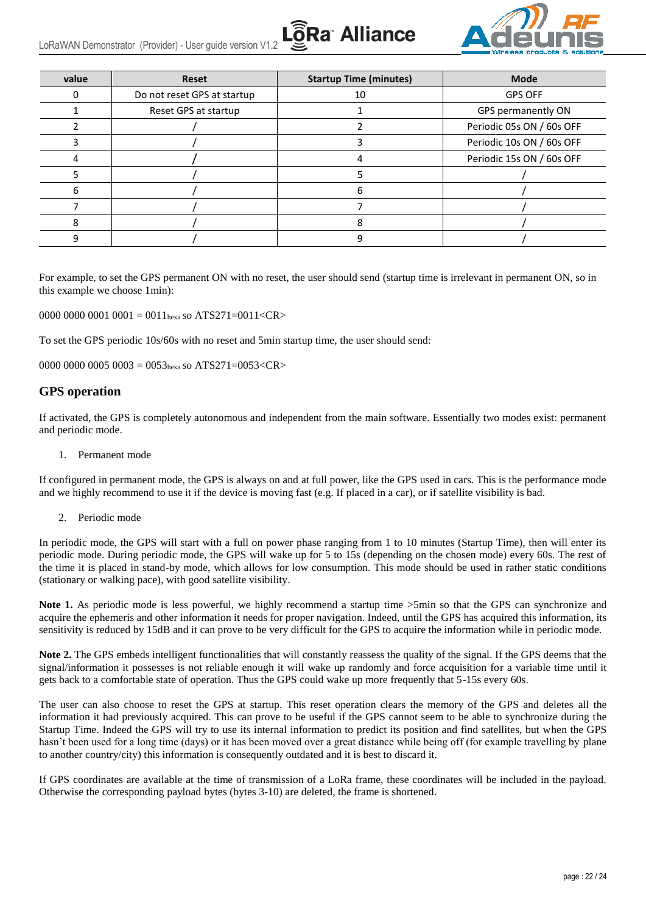| value | Reset | Startup Time (minutes) | Mode |
|---|---|---|---|
| 0 | Do not reset GPS at startup | 10 | GPS OFF |
| 1 | Reset GPS at startup | 1 | GPS permanently ON |
| 2 | / | 2 | Periodic 05s ON / 60s OFF |
| 3 | / | 3 | Periodic 10s ON / 60s OFF |
| 4 | / | 4 | Periodic 15s ON / 60s OFF |
| 5 | / | 5 | / |
| 6 | / | 6 | / |
| 7 | / | 7 | / |
| 8 | / | 8 | / |
| 9 | / | 9 | / |

For example, to set the GPS permanent ON with no reset, the user should send (startup time is irrelevant in permanent ON, so in this example we choose 1min):

0000 0000 0001 0001 = $0011_{hexa}$ so ATS271=0011<CR>

To set the GPS periodic 10s/60s with no reset and 5min startup time, the user should send:

0000 0000 0005 0003 = $0053_{hexa}$ so ATS271=0053<CR>

## GPS operation

If activated, the GPS is completely autonomous and independent from the main software. Essentially two modes exist: permanent and periodic mode.

1. Permanent mode

If configured in permanent mode, the GPS is always on and at full power, like the GPS used in cars. This is the performance mode and we highly recommend to use it if the device is moving fast (e.g. If placed in a car), or if satellite visibility is bad.

2. Periodic mode

In periodic mode, the GPS will start with a full on power phase ranging from 1 to 10 minutes (Startup Time), then will enter its periodic mode. During periodic mode, the GPS will wake up for 5 to 15s (depending on the chosen mode) every 60s. The rest of the time it is placed in stand-by mode, which allows for low consumption. This mode should be used in rather static conditions (stationary or walking pace), with good satellite visibility.

**Note 1.** As periodic mode is less powerful, we highly recommend a startup time >5min so that the GPS can synchronize and acquire the ephemeris and other information it needs for proper navigation. Indeed, until the GPS has acquired this information, its sensitivity is reduced by 15dB and it can prove to be very difficult for the GPS to acquire the information while in periodic mode.

**Note 2.** The GPS embeds intelligent functionalities that will constantly reassess the quality of the signal. If the GPS deems that the signal/information it possesses is not reliable enough it will wake up randomly and force acquisition for a variable time until it gets back to a comfortable state of operation. Thus the GPS could wake up more frequently that 5-15s every 60s.

The user can also choose to reset the GPS at startup. This reset operation clears the memory of the GPS and deletes all the information it had previously acquired. This can prove to be useful if the GPS cannot seem to be able to synchronize during the Startup Time. Indeed the GPS will try to use its internal information to predict its position and find satellites, but when the GPS hasn't been used for a long time (days) or it has been moved over a great distance while being off (for example travelling by plane to another country/city) this information is consequently outdated and it is best to discard it.

If GPS coordinates are available at the time of transmission of a LoRa frame, these coordinates will be included in the payload. Otherwise the corresponding payload bytes (bytes 3-10) are deleted, the frame is shortened.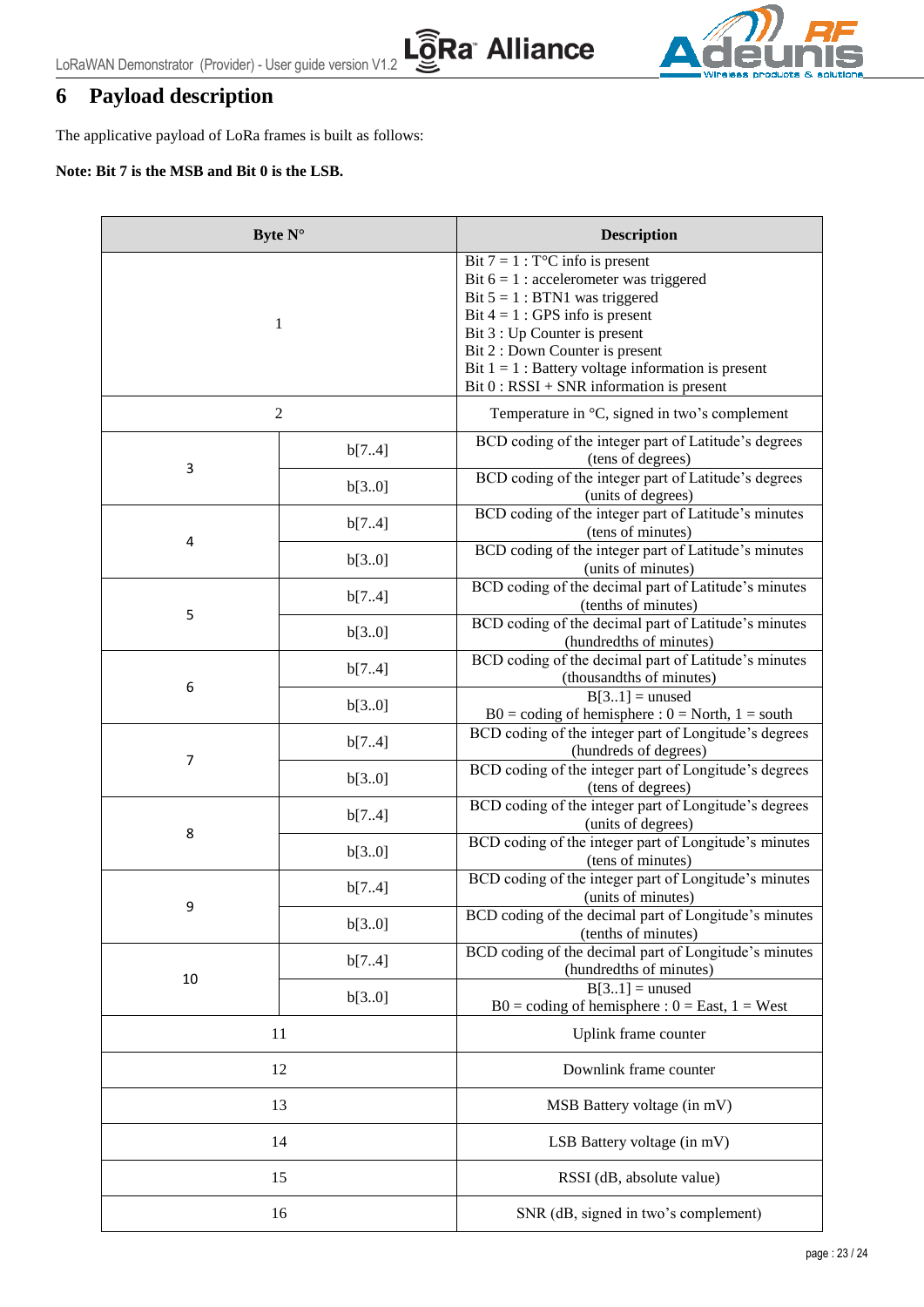# 6 Payload description

The applicative payload of LoRa frames is built as follows:

**Note: Bit 7 is the MSB and Bit 0 is the LSB.**

| Byte N° | | Description |
|---|---|---|
| 1 | | Bit 7 = 1 : T°C info is present<br>Bit 6 = 1 : accelerometer was triggered<br>Bit 5 = 1 : BTN1 was triggered<br>Bit 4 = 1 : GPS info is present<br>Bit 3 : Up Counter is present<br>Bit 2 : Down Counter is present<br>Bit 1 = 1 : Battery voltage information is present<br>Bit 0 : RSSI + SNR information is present |
| 2 | | Temperature in °C, signed in two's complement |
| 3 | b[7..4] | BCD coding of the integer part of Latitude's degrees (tens of degrees) |
| | b[3..0] | BCD coding of the integer part of Latitude's degrees (units of degrees) |
| 4 | b[7..4] | BCD coding of the integer part of Latitude's minutes (tens of minutes) |
| | b[3..0] | BCD coding of the integer part of Latitude's minutes (units of minutes) |
| 5 | b[7..4] | BCD coding of the decimal part of Latitude's minutes (tenths of minutes) |
| | b[3..0] | BCD coding of the decimal part of Latitude's minutes (hundredths of minutes) |
| 6 | b[7..4] | BCD coding of the decimal part of Latitude's minutes (thousandths of minutes) |
| | b[3..0] | B[3..1] = unused<br>B0 = coding of hemisphere : 0 = North, 1 = south |
| 7 | b[7..4] | BCD coding of the integer part of Longitude's degrees (hundreds of degrees) |
| | b[3..0] | BCD coding of the integer part of Longitude's degrees (tens of degrees) |
| 8 | b[7..4] | BCD coding of the integer part of Longitude's degrees (units of degrees) |
| | b[3..0] | BCD coding of the integer part of Longitude's minutes (tens of minutes) |
| 9 | b[7..4] | BCD coding of the integer part of Longitude's minutes (units of minutes) |
| | b[3..0] | BCD coding of the decimal part of Longitude's minutes (tenths of minutes) |
| 10 | b[7..4] | BCD coding of the decimal part of Longitude's minutes (hundredths of minutes) |
| | b[3..0] | B[3..1] = unused<br>B0 = coding of hemisphere : 0 = East, 1 = West |
| 11 | | Uplink frame counter |
| 12 | | Downlink frame counter |
| 13 | | MSB Battery voltage (in mV) |
| 14 | | LSB Battery voltage (in mV) |
| 15 | | RSSI (dB, absolute value) |
| 16 | | SNR (dB, signed in two's complement) |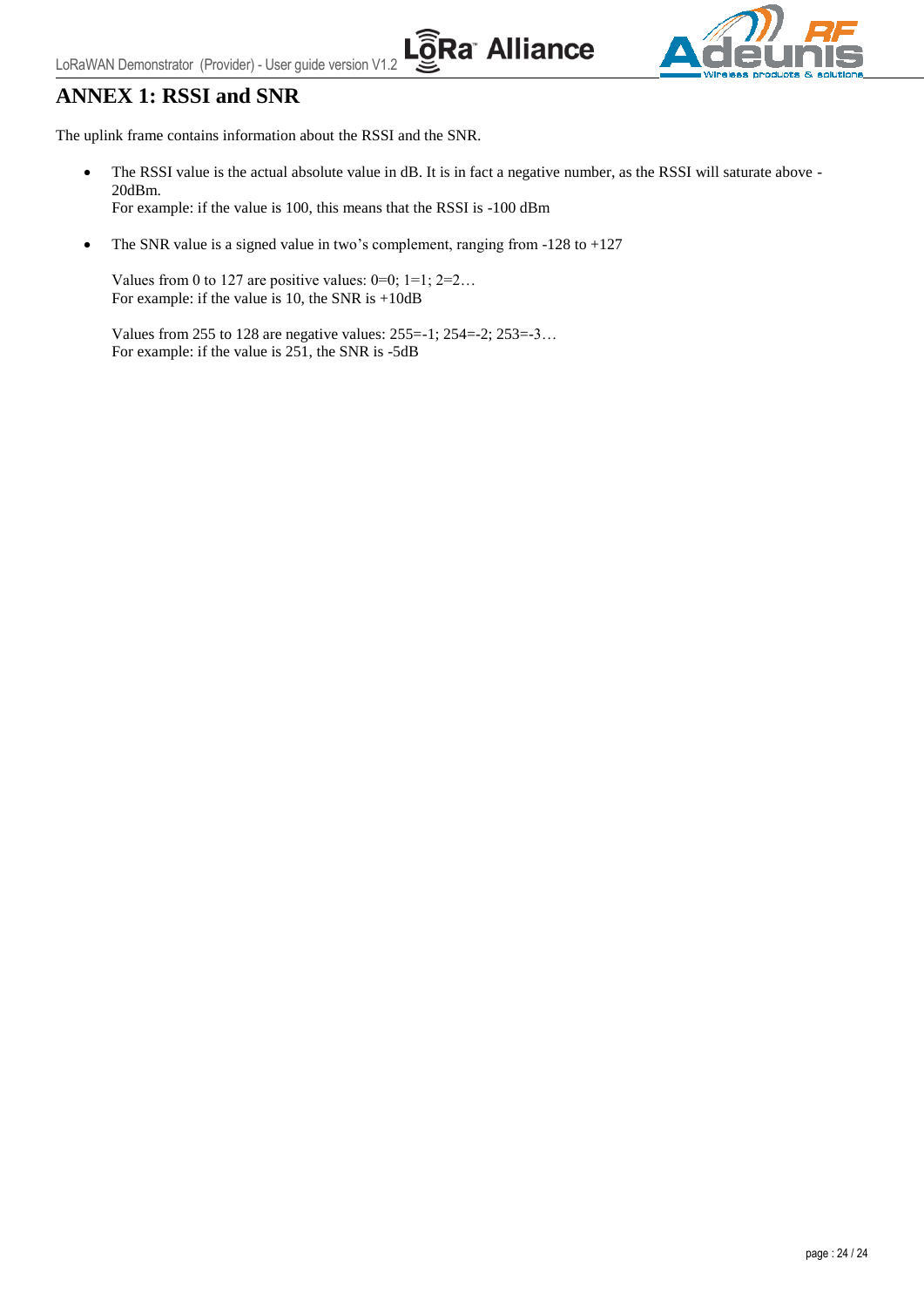# ANNEX 1: RSSI and SNR

The uplink frame contains information about the RSSI and the SNR.

- The RSSI value is the actual absolute value in dB. It is in fact a negative number, as the RSSI will saturate above -20dBm.
  For example: if the value is 100, this means that the RSSI is -100 dBm

- The SNR value is a signed value in two's complement, ranging from -128 to +127

  Values from 0 to 127 are positive values: 0=0; 1=1; 2=2…
  For example: if the value is 10, the SNR is +10dB

  Values from 255 to 128 are negative values: 255=-1; 254=-2; 253=-3…
  For example: if the value is 251, the SNR is -5dB